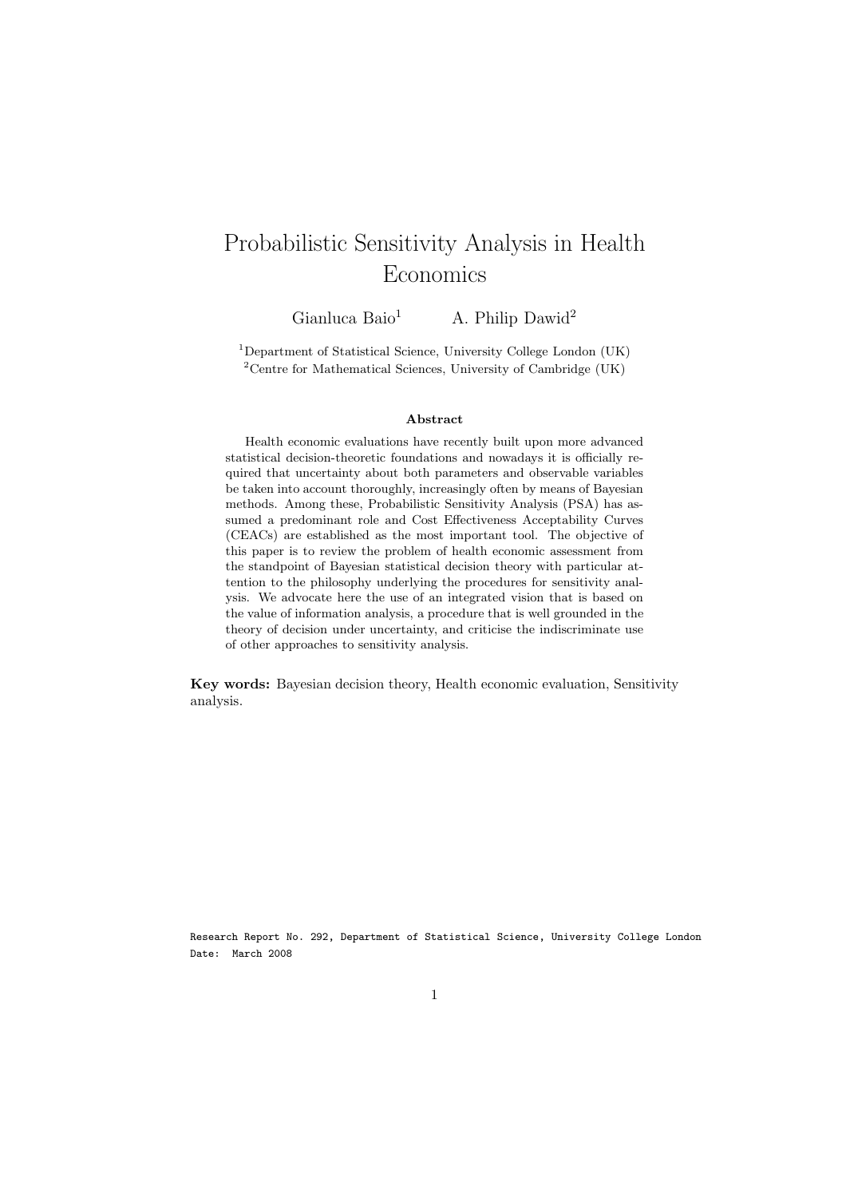# Probabilistic Sensitivity Analysis in Health Economics

Gianluca Baio[1]   A. Philip Dawid[2]

[1]Department of Statistical Science, University College London (UK)
[2]Centre for Mathematical Sciences, University of Cambridge (UK)

**Abstract**

Health economic evaluations have recently built upon more advanced statistical decision-theoretic foundations and nowadays it is officially required that uncertainty about both parameters and observable variables be taken into account thoroughly, increasingly often by means of Bayesian methods. Among these, Probabilistic Sensitivity Analysis (PSA) has assumed a predominant role and Cost Effectiveness Acceptability Curves (CEACs) are established as the most important tool. The objective of this paper is to review the problem of health economic assessment from the standpoint of Bayesian statistical decision theory with particular attention to the philosophy underlying the procedures for sensitivity analysis. We advocate here the use of an integrated vision that is based on the value of information analysis, a procedure that is well grounded in the theory of decision under uncertainty, and criticise the indiscriminate use of other approaches to sensitivity analysis.

**Key words:** Bayesian decision theory, Health economic evaluation, Sensitivity analysis.

Research Report No. 292, Department of Statistical Science, University College London
Date: March 2008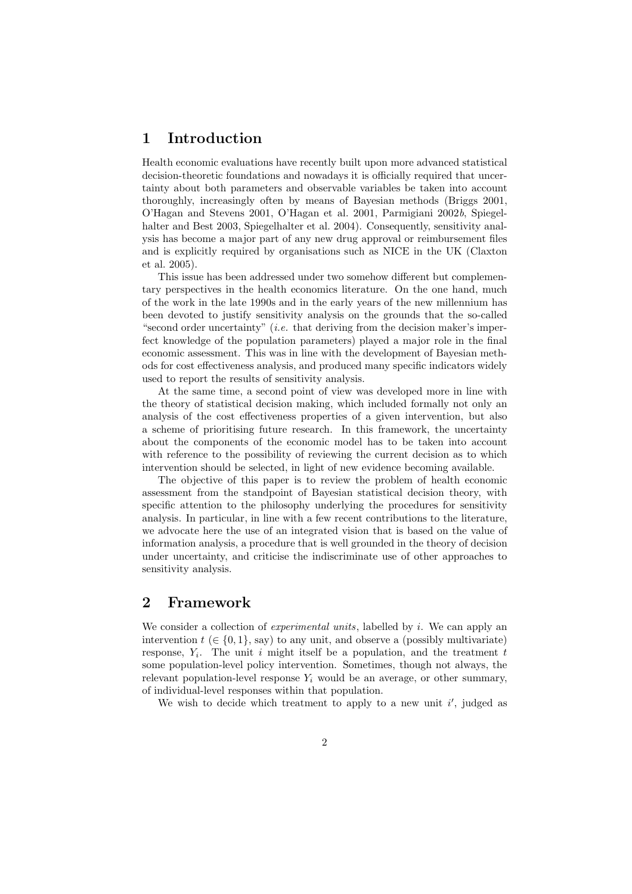# 1 Introduction

Health economic evaluations have recently built upon more advanced statistical decision-theoretic foundations and nowadays it is officially required that uncertainty about both parameters and observable variables be taken into account thoroughly, increasingly often by means of Bayesian methods (Briggs 2001, O'Hagan and Stevens 2001, O'Hagan et al. 2001, Parmigiani 2002*b*, Spiegelhalter and Best 2003, Spiegelhalter et al. 2004). Consequently, sensitivity analysis has become a major part of any new drug approval or reimbursement files and is explicitly required by organisations such as NICE in the UK (Claxton et al. 2005).

This issue has been addressed under two somehow different but complementary perspectives in the health economics literature. On the one hand, much of the work in the late 1990s and in the early years of the new millennium has been devoted to justify sensitivity analysis on the grounds that the so-called "second order uncertainty" (*i.e.* that deriving from the decision maker's imperfect knowledge of the population parameters) played a major role in the final economic assessment. This was in line with the development of Bayesian methods for cost effectiveness analysis, and produced many specific indicators widely used to report the results of sensitivity analysis.

At the same time, a second point of view was developed more in line with the theory of statistical decision making, which included formally not only an analysis of the cost effectiveness properties of a given intervention, but also a scheme of prioritising future research. In this framework, the uncertainty about the components of the economic model has to be taken into account with reference to the possibility of reviewing the current decision as to which intervention should be selected, in light of new evidence becoming available.

The objective of this paper is to review the problem of health economic assessment from the standpoint of Bayesian statistical decision theory, with specific attention to the philosophy underlying the procedures for sensitivity analysis. In particular, in line with a few recent contributions to the literature, we advocate here the use of an integrated vision that is based on the value of information analysis, a procedure that is well grounded in the theory of decision under uncertainty, and criticise the indiscriminate use of other approaches to sensitivity analysis.

# 2 Framework

We consider a collection of *experimental units*, labelled by $i$. We can apply an intervention $t$ ($\in \{0, 1\}$, say) to any unit, and observe a (possibly multivariate) response, $Y_i$. The unit $i$ might itself be a population, and the treatment $t$ some population-level policy intervention. Sometimes, though not always, the relevant population-level response $Y_i$ would be an average, or other summary, of individual-level responses within that population.

We wish to decide which treatment to apply to a new unit $i'$, judged as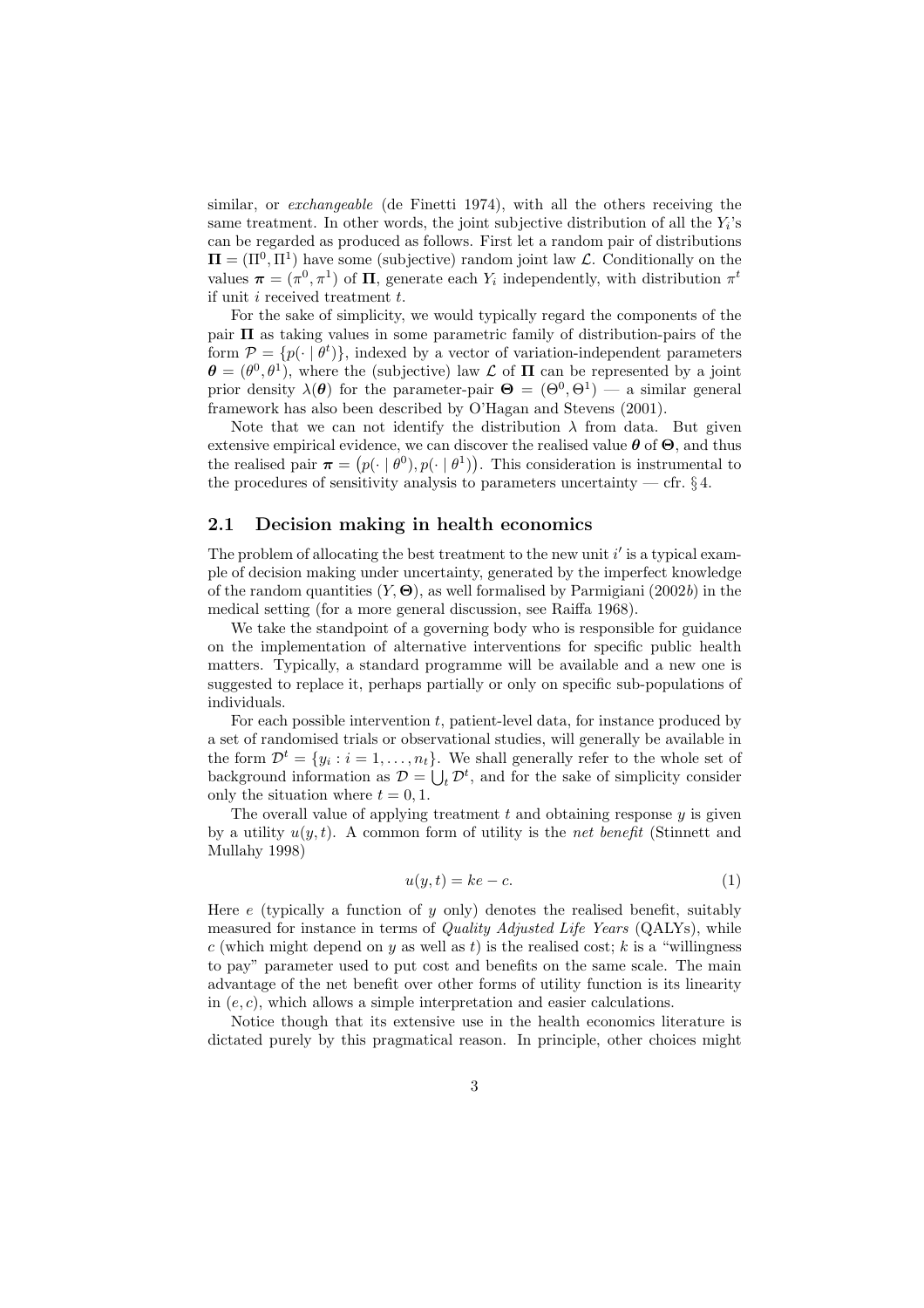similar, or *exchangeable* (de Finetti 1974), with all the others receiving the same treatment. In other words, the joint subjective distribution of all the $Y_i$'s can be regarded as produced as follows. First let a random pair of distributions $\mathbf{\Pi} = (\Pi^0, \Pi^1)$ have some (subjective) random joint law $\mathcal{L}$. Conditionally on the values $\boldsymbol{\pi} = (\pi^0, \pi^1)$ of $\mathbf{\Pi}$, generate each $Y_i$ independently, with distribution $\pi^t$ if unit $i$ received treatment $t$.

For the sake of simplicity, we would typically regard the components of the pair $\mathbf{\Pi}$ as taking values in some parametric family of distribution-pairs of the form $\mathcal{P} = \{p(\cdot \mid \theta^t)\}$, indexed by a vector of variation-independent parameters $\boldsymbol{\theta} = (\theta^0, \theta^1)$, where the (subjective) law $\mathcal{L}$ of $\mathbf{\Pi}$ can be represented by a joint prior density $\lambda(\boldsymbol{\theta})$ for the parameter-pair $\mathbf{\Theta} = (\Theta^0, \Theta^1)$ — a similar general framework has also been described by O'Hagan and Stevens (2001).

Note that we can not identify the distribution $\lambda$ from data. But given extensive empirical evidence, we can discover the realised value $\boldsymbol{\theta}$ of $\mathbf{\Theta}$, and thus the realised pair $\boldsymbol{\pi} = \left(p(\cdot \mid \theta^0), p(\cdot \mid \theta^1)\right)$. This consideration is instrumental to the procedures of sensitivity analysis to parameters uncertainty — cfr. § 4.

## 2.1 Decision making in health economics

The problem of allocating the best treatment to the new unit $i'$ is a typical example of decision making under uncertainty, generated by the imperfect knowledge of the random quantities $(Y, \mathbf{\Theta})$, as well formalised by Parmigiani (2002*b*) in the medical setting (for a more general discussion, see Raiffa 1968).

We take the standpoint of a governing body who is responsible for guidance on the implementation of alternative interventions for specific public health matters. Typically, a standard programme will be available and a new one is suggested to replace it, perhaps partially or only on specific sub-populations of individuals.

For each possible intervention $t$, patient-level data, for instance produced by a set of randomised trials or observational studies, will generally be available in the form $\mathcal{D}^t = \{y_i : i = 1, \ldots, n_t\}$. We shall generally refer to the whole set of background information as $\mathcal{D} = \bigcup_t \mathcal{D}^t$, and for the sake of simplicity consider only the situation where $t = 0, 1$.

The overall value of applying treatment $t$ and obtaining response $y$ is given by a utility $u(y, t)$. A common form of utility is the *net benefit* (Stinnett and Mullahy 1998)

$$u(y, t) = ke - c. \tag{1}$$

Here $e$ (typically a function of $y$ only) denotes the realised benefit, suitably measured for instance in terms of *Quality Adjusted Life Years* (QALYs), while $c$ (which might depend on $y$ as well as $t$) is the realised cost; $k$ is a "willingness to pay" parameter used to put cost and benefits on the same scale. The main advantage of the net benefit over other forms of utility function is its linearity in $(e, c)$, which allows a simple interpretation and easier calculations.

Notice though that its extensive use in the health economics literature is dictated purely by this pragmatical reason. In principle, other choices might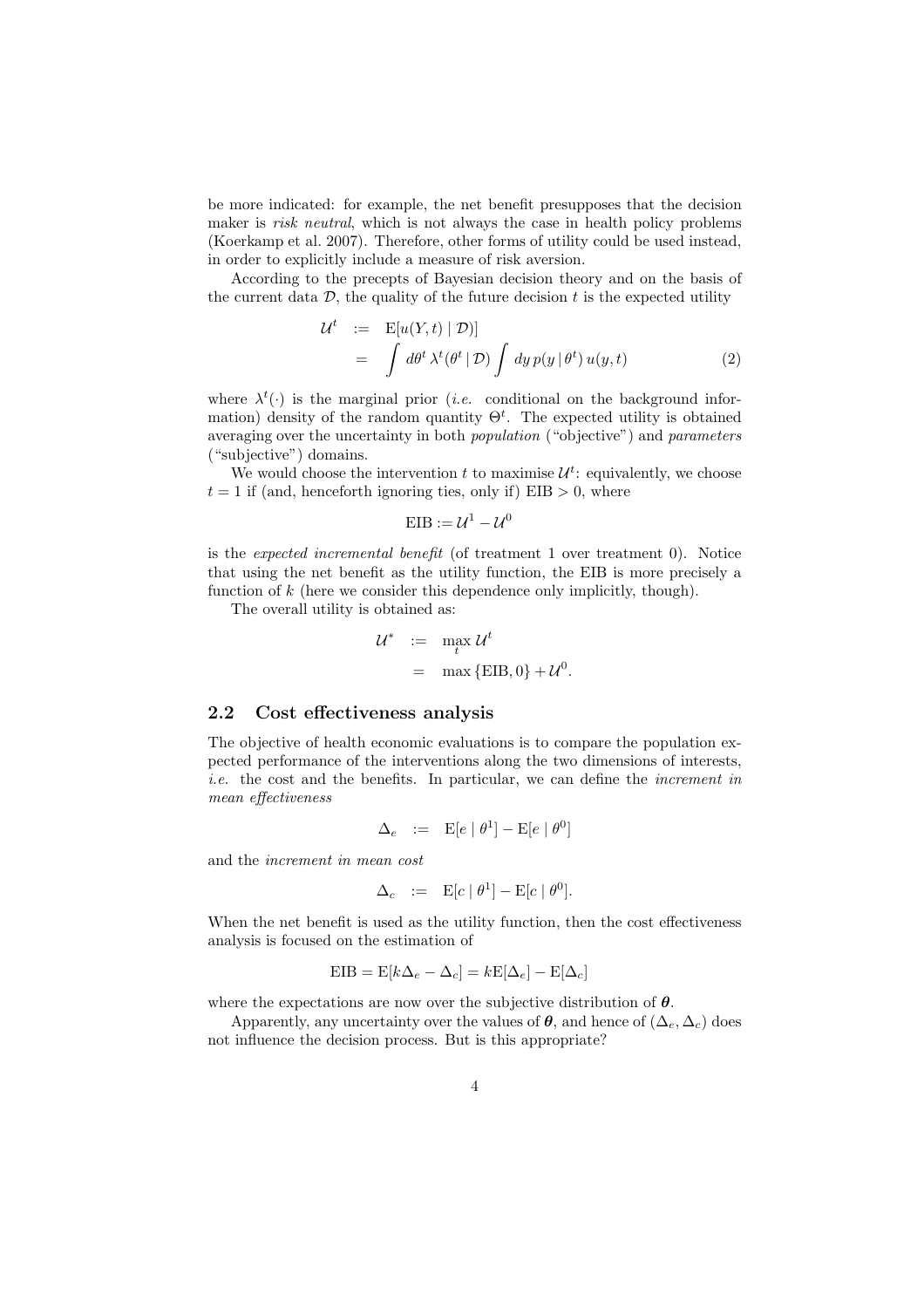be more indicated: for example, the net benefit presupposes that the decision maker is *risk neutral*, which is not always the case in health policy problems (Koerkamp et al. 2007). Therefore, other forms of utility could be used instead, in order to explicitly include a measure of risk aversion.

According to the precepts of Bayesian decision theory and on the basis of the current data $\mathcal{D}$, the quality of the future decision $t$ is the expected utility

$$
\begin{aligned}
\mathcal{U}^t &:= \mathrm{E}[u(Y,t) \mid \mathcal{D})] \\
&= \int d\theta^t \, \lambda^t(\theta^t \mid \mathcal{D}) \int dy \, p(y \mid \theta^t) \, u(y,t)
\end{aligned}
\tag{2}
$$

where $\lambda^t(\cdot)$ is the marginal prior (*i.e.* conditional on the background information) density of the random quantity $\Theta^t$. The expected utility is obtained averaging over the uncertainty in both *population* ("objective") and *parameters* ("subjective") domains.

We would choose the intervention $t$ to maximise $\mathcal{U}^t$: equivalently, we choose $t = 1$ if (and, henceforth ignoring ties, only if) $\mathrm{EIB} > 0$, where

$$
\mathrm{EIB} := \mathcal{U}^1 - \mathcal{U}^0
$$

is the *expected incremental benefit* (of treatment 1 over treatment 0). Notice that using the net benefit as the utility function, the EIB is more precisely a function of $k$ (here we consider this dependence only implicitly, though).

The overall utility is obtained as:

$$
\begin{aligned}
\mathcal{U}^* &:= \max_t \mathcal{U}^t \\
&= \max\{\mathrm{EIB}, 0\} + \mathcal{U}^0.
\end{aligned}
$$

## 2.2 Cost effectiveness analysis

The objective of health economic evaluations is to compare the population expected performance of the interventions along the two dimensions of interests, *i.e.* the cost and the benefits. In particular, we can define the *increment in mean effectiveness*

$$
\Delta_e \;:=\; \mathrm{E}[e \mid \theta^1] - \mathrm{E}[e \mid \theta^0]
$$

and the *increment in mean cost*

$$
\Delta_c \;:=\; \mathrm{E}[c \mid \theta^1] - \mathrm{E}[c \mid \theta^0].
$$

When the net benefit is used as the utility function, then the cost effectiveness analysis is focused on the estimation of

$$
\mathrm{EIB} = \mathrm{E}[k\Delta_e - \Delta_c] = k\mathrm{E}[\Delta_e] - \mathrm{E}[\Delta_c]
$$

where the expectations are now over the subjective distribution of $\boldsymbol{\theta}$.

Apparently, any uncertainty over the values of $\boldsymbol{\theta}$, and hence of $(\Delta_e, \Delta_c)$ does not influence the decision process. But is this appropriate?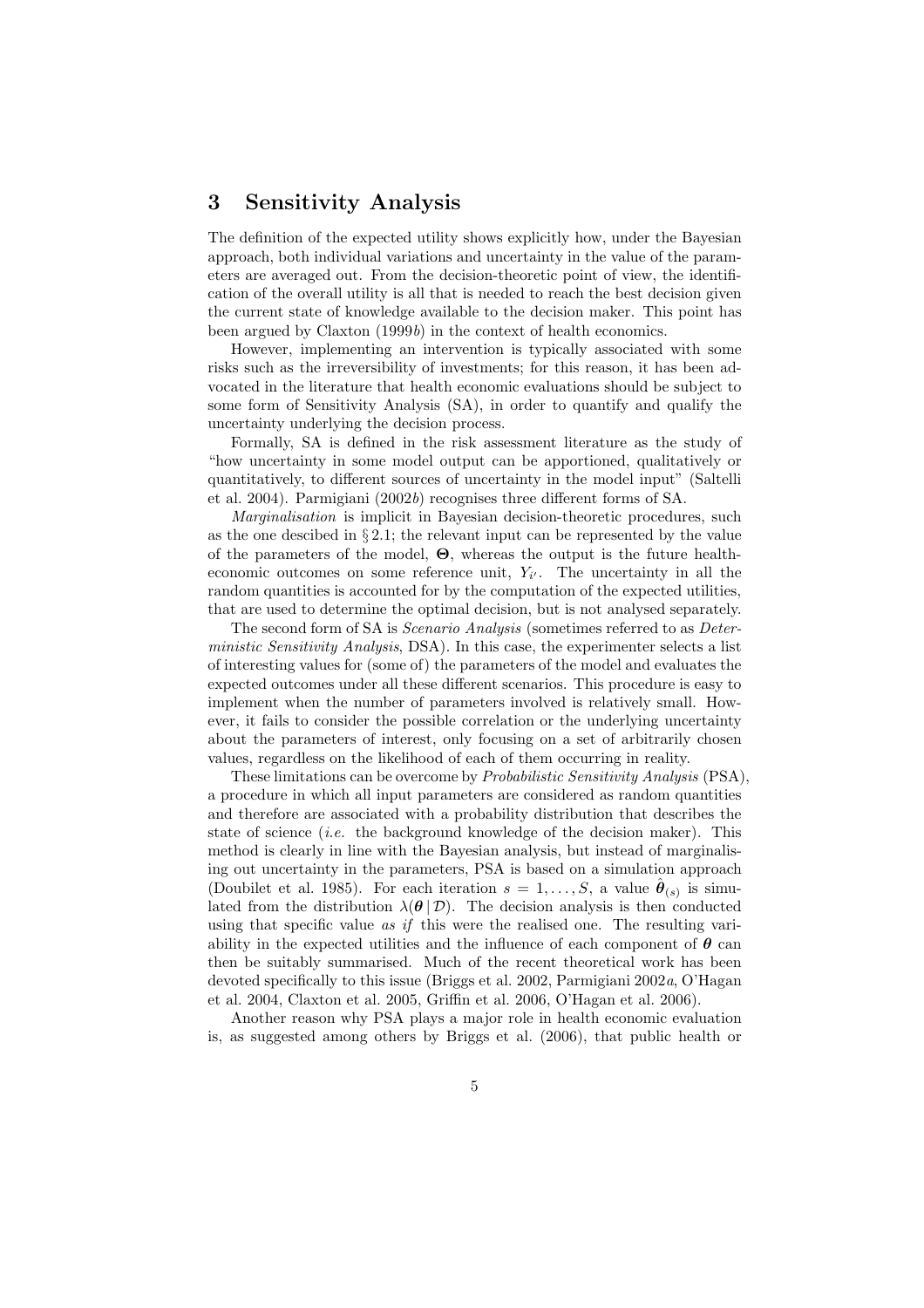## 3 Sensitivity Analysis

The definition of the expected utility shows explicitly how, under the Bayesian approach, both individual variations and uncertainty in the value of the parameters are averaged out. From the decision-theoretic point of view, the identification of the overall utility is all that is needed to reach the best decision given the current state of knowledge available to the decision maker. This point has been argued by Claxton (1999*b*) in the context of health economics.

However, implementing an intervention is typically associated with some risks such as the irreversibility of investments; for this reason, it has been advocated in the literature that health economic evaluations should be subject to some form of Sensitivity Analysis (SA), in order to quantify and qualify the uncertainty underlying the decision process.

Formally, SA is defined in the risk assessment literature as the study of "how uncertainty in some model output can be apportioned, qualitatively or quantitatively, to different sources of uncertainty in the model input" (Saltelli et al. 2004). Parmigiani (2002*b*) recognises three different forms of SA.

*Marginalisation* is implicit in Bayesian decision-theoretic procedures, such as the one descibed in § 2.1; the relevant input can be represented by the value of the parameters of the model, $\boldsymbol{\Theta}$, whereas the output is the future health-economic outcomes on some reference unit, $Y_{i'}$. The uncertainty in all the random quantities is accounted for by the computation of the expected utilities, that are used to determine the optimal decision, but is not analysed separately.

The second form of SA is *Scenario Analysis* (sometimes referred to as *Deterministic Sensitivity Analysis*, DSA). In this case, the experimenter selects a list of interesting values for (some of) the parameters of the model and evaluates the expected outcomes under all these different scenarios. This procedure is easy to implement when the number of parameters involved is relatively small. However, it fails to consider the possible correlation or the underlying uncertainty about the parameters of interest, only focusing on a set of arbitrarily chosen values, regardless on the likelihood of each of them occurring in reality.

These limitations can be overcome by *Probabilistic Sensitivity Analysis* (PSA), a procedure in which all input parameters are considered as random quantities and therefore are associated with a probability distribution that describes the state of science (*i.e.* the background knowledge of the decision maker). This method is clearly in line with the Bayesian analysis, but instead of marginalising out uncertainty in the parameters, PSA is based on a simulation approach (Doubilet et al. 1985). For each iteration $s = 1, \ldots, S$, a value $\hat{\boldsymbol{\theta}}_{(s)}$ is simulated from the distribution $\lambda(\boldsymbol{\theta} \mid \mathcal{D})$. The decision analysis is then conducted using that specific value *as if* this were the realised one. The resulting variability in the expected utilities and the influence of each component of $\boldsymbol{\theta}$ can then be suitably summarised. Much of the recent theoretical work has been devoted specifically to this issue (Briggs et al. 2002, Parmigiani 2002*a*, O'Hagan et al. 2004, Claxton et al. 2005, Griffin et al. 2006, O'Hagan et al. 2006).

Another reason why PSA plays a major role in health economic evaluation is, as suggested among others by Briggs et al. (2006), that public health or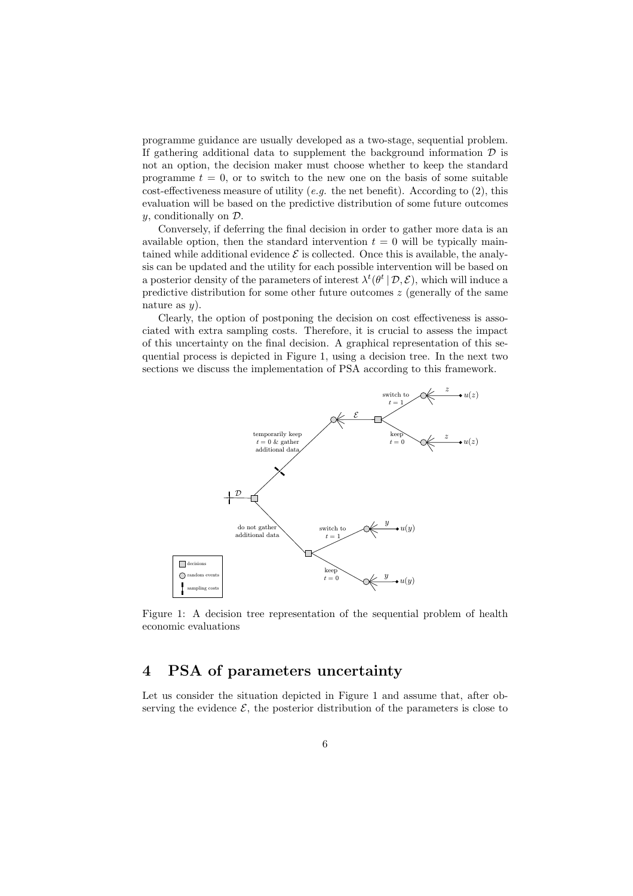programme guidance are usually developed as a two-stage, sequential problem. If gathering additional data to supplement the background information $\mathcal{D}$ is not an option, the decision maker must choose whether to keep the standard programme $t = 0$, or to switch to the new one on the basis of some suitable cost-effectiveness measure of utility (*e.g.* the net benefit). According to (2), this evaluation will be based on the predictive distribution of some future outcomes $y$, conditionally on $\mathcal{D}$.

Conversely, if deferring the final decision in order to gather more data is an available option, then the standard intervention $t = 0$ will be typically maintained while additional evidence $\mathcal{E}$ is collected. Once this is available, the analysis can be updated and the utility for each possible intervention will be based on a posterior density of the parameters of interest $\lambda^t(\theta^t \mid \mathcal{D}, \mathcal{E})$, which will induce a predictive distribution for some other future outcomes $z$ (generally of the same nature as $y$).

Clearly, the option of postponing the decision on cost effectiveness is associated with extra sampling costs. Therefore, it is crucial to assess the impact of this uncertainty on the final decision. A graphical representation of this sequential process is depicted in Figure 1, using a decision tree. In the next two sections we discuss the implementation of PSA according to this framework.

Figure 1: A decision tree representation of the sequential problem of health economic evaluations

## 4 PSA of parameters uncertainty

Let us consider the situation depicted in Figure 1 and assume that, after observing the evidence $\mathcal{E}$, the posterior distribution of the parameters is close to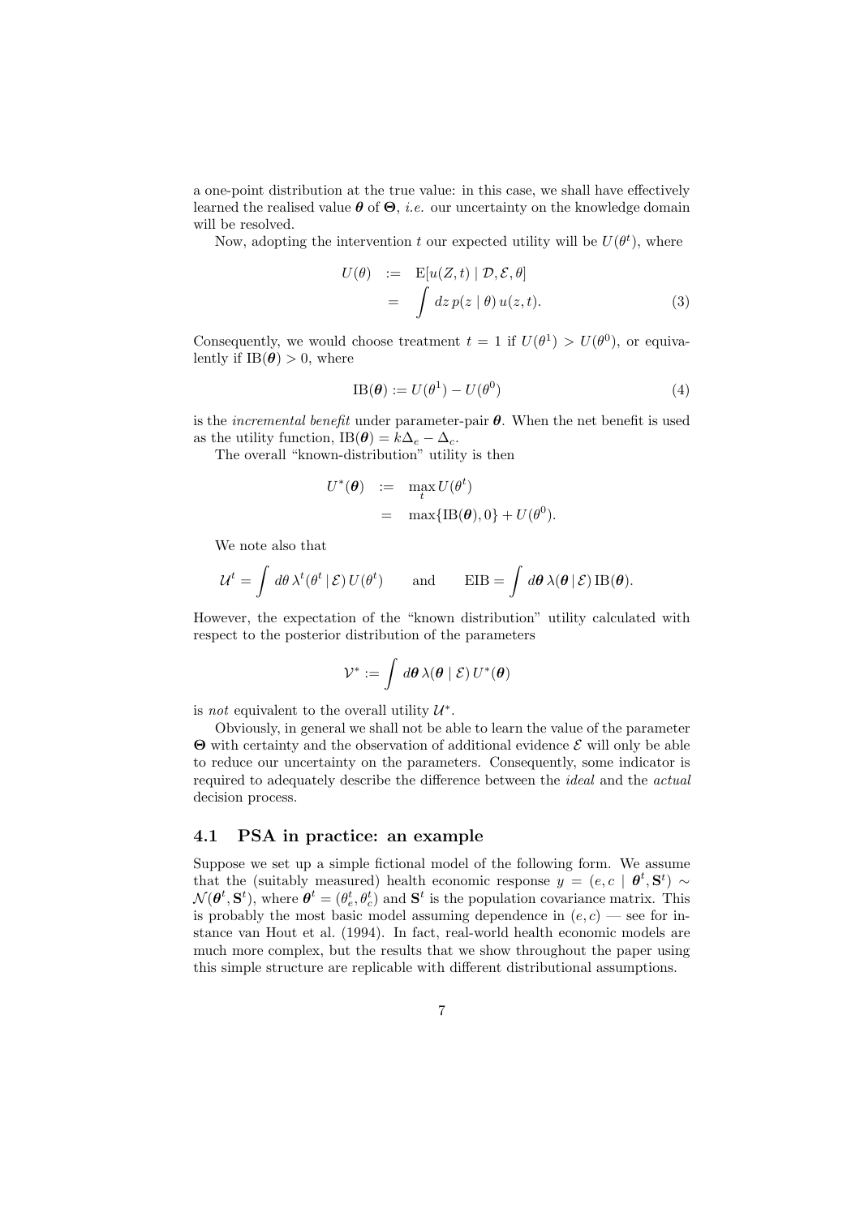a one-point distribution at the true value: in this case, we shall have effectively learned the realised value $\boldsymbol{\theta}$ of $\boldsymbol{\Theta}$, *i.e.* our uncertainty on the knowledge domain will be resolved.

Now, adopting the intervention $t$ our expected utility will be $U(\theta^t)$, where

$$
\begin{aligned}
U(\theta) &:= \mathrm{E}[u(Z,t) \mid \mathcal{D}, \mathcal{E}, \theta] \\
&= \int dz\, p(z \mid \theta)\, u(z,t). \qquad (3)
\end{aligned}
$$

Consequently, we would choose treatment $t = 1$ if $U(\theta^1) > U(\theta^0)$, or equivalently if $\mathrm{IB}(\boldsymbol{\theta}) > 0$, where

$$
\mathrm{IB}(\boldsymbol{\theta}) := U(\theta^1) - U(\theta^0) \qquad (4)
$$

is the *incremental benefit* under parameter-pair $\boldsymbol{\theta}$. When the net benefit is used as the utility function, $\mathrm{IB}(\boldsymbol{\theta}) = k\Delta_e - \Delta_c$.

The overall "known-distribution" utility is then

$$
\begin{aligned}
U^*(\boldsymbol{\theta}) &:= \max_t U(\theta^t) \\
&= \max\{\mathrm{IB}(\boldsymbol{\theta}), 0\} + U(\theta^0).
\end{aligned}
$$

We note also that

$$
\mathcal{U}^t = \int d\theta\, \lambda^t(\theta^t \,|\, \mathcal{E})\, U(\theta^t) \qquad \text{and} \qquad \mathrm{EIB} = \int d\boldsymbol{\theta}\, \lambda(\boldsymbol{\theta} \,|\, \mathcal{E})\, \mathrm{IB}(\boldsymbol{\theta}).
$$

However, the expectation of the "known distribution" utility calculated with respect to the posterior distribution of the parameters

$$
\mathcal{V}^* := \int d\boldsymbol{\theta}\, \lambda(\boldsymbol{\theta} \mid \mathcal{E})\, U^*(\boldsymbol{\theta})
$$

is *not* equivalent to the overall utility $\mathcal{U}^*$.

Obviously, in general we shall not be able to learn the value of the parameter $\boldsymbol{\Theta}$ with certainty and the observation of additional evidence $\mathcal{E}$ will only be able to reduce our uncertainty on the parameters. Consequently, some indicator is required to adequately describe the difference between the *ideal* and the *actual* decision process.

## 4.1 PSA in practice: an example

Suppose we set up a simple fictional model of the following form. We assume that the (suitably measured) health economic response $y = (e, c \mid \boldsymbol{\theta}^t, \mathbf{S}^t) \sim \mathcal{N}(\boldsymbol{\theta}^t, \mathbf{S}^t)$, where $\boldsymbol{\theta}^t = (\theta^t_e, \theta^t_c)$ and $\mathbf{S}^t$ is the population covariance matrix. This is probably the most basic model assuming dependence in $(e, c)$ — see for instance van Hout et al. (1994). In fact, real-world health economic models are much more complex, but the results that we show throughout the paper using this simple structure are replicable with different distributional assumptions.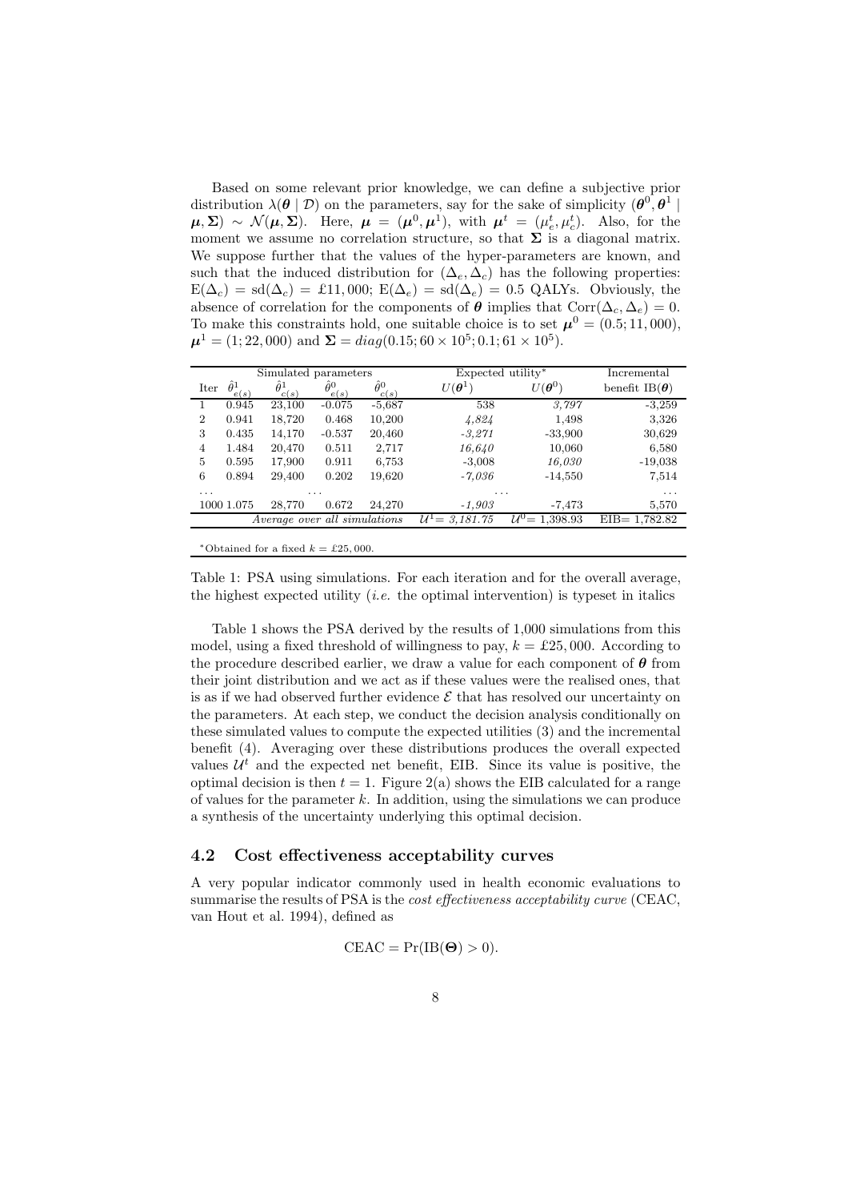Based on some relevant prior knowledge, we can define a subjective prior distribution $\lambda(\boldsymbol{\theta} \mid \mathcal{D})$ on the parameters, say for the sake of simplicity $(\boldsymbol{\theta}^0, \boldsymbol{\theta}^1 \mid \boldsymbol{\mu}, \boldsymbol{\Sigma}) \sim \mathcal{N}(\boldsymbol{\mu}, \boldsymbol{\Sigma})$. Here, $\boldsymbol{\mu} = (\boldsymbol{\mu}^0, \boldsymbol{\mu}^1)$, with $\boldsymbol{\mu}^t = (\mu_e^t, \mu_c^t)$. Also, for the moment we assume no correlation structure, so that $\boldsymbol{\Sigma}$ is a diagonal matrix. We suppose further that the values of the hyper-parameters are known, and such that the induced distribution for $(\Delta_e, \Delta_c)$ has the following properties: $\text{E}(\Delta_c) = \text{sd}(\Delta_c) = £11,000$; $\text{E}(\Delta_e) = \text{sd}(\Delta_e) = 0.5$ QALYs. Obviously, the absence of correlation for the components of $\boldsymbol{\theta}$ implies that $\text{Corr}(\Delta_c, \Delta_e) = 0$. To make this constraints hold, one suitable choice is to set $\boldsymbol{\mu}^0 = (0.5; 11,000)$, $\boldsymbol{\mu}^1 = (1; 22,000)$ and $\boldsymbol{\Sigma} = diag(0.15; 60 \times 10^5; 0.1; 61 \times 10^5)$.

| | Simulated parameters | | | | Expected utility* | | Incremental |
|---|---|---|---|---|---|---|---|
| Iter | $\hat{\theta}^1_{e(s)}$ | $\hat{\theta}^1_{c(s)}$ | $\hat{\theta}^0_{e(s)}$ | $\hat{\theta}^0_{c(s)}$ | $U(\boldsymbol{\theta}^1)$ | $U(\boldsymbol{\theta}^0)$ | benefit $\text{IB}(\boldsymbol{\theta})$ |
| 1 | 0.945 | 23,100 | -0.075 | -5,687 | 538 | *3,797* | -3,259 |
| 2 | 0.941 | 18,720 | 0.468 | 10,200 | *4,824* | 1,498 | 3,326 |
| 3 | 0.435 | 14,170 | -0.537 | 20,460 | *-3,271* | -33,900 | 30,629 |
| 4 | 1.484 | 20,470 | 0.511 | 2,717 | *16,640* | 10,060 | 6,580 |
| 5 | 0.595 | 17,900 | 0.911 | 6,753 | -3,008 | *16,030* | -19,038 |
| 6 | 0.894 | 29,400 | 0.202 | 19,620 | *-7,036* | -14,550 | 7,514 |
| ... | | ... | | | | ... | ... |
| 1000 | 1.075 | 28,770 | 0.672 | 24,270 | *-1,903* | -7,473 | 5,570 |
| | *Average over all simulations* | | | | $\mathcal{U}^1$= *3,181.75* | $\mathcal{U}^0$= 1,398.93 | EIB= 1,782.82 |

*Obtained for a fixed $k = £25,000$.

Table 1: PSA using simulations. For each iteration and for the overall average, the highest expected utility (*i.e.* the optimal intervention) is typeset in italics

Table 1 shows the PSA derived by the results of 1,000 simulations from this model, using a fixed threshold of willingness to pay, $k = £25,000$. According to the procedure described earlier, we draw a value for each component of $\boldsymbol{\theta}$ from their joint distribution and we act as if these values were the realised ones, that is as if we had observed further evidence $\mathcal{E}$ that has resolved our uncertainty on the parameters. At each step, we conduct the decision analysis conditionally on these simulated values to compute the expected utilities (3) and the incremental benefit (4). Averaging over these distributions produces the overall expected values $\mathcal{U}^t$ and the expected net benefit, EIB. Since its value is positive, the optimal decision is then $t = 1$. Figure 2(a) shows the EIB calculated for a range of values for the parameter $k$. In addition, using the simulations we can produce a synthesis of the uncertainty underlying this optimal decision.

## 4.2 Cost effectiveness acceptability curves

A very popular indicator commonly used in health economic evaluations to summarise the results of PSA is the *cost effectiveness acceptability curve* (CEAC, van Hout et al. 1994), defined as

$$\text{CEAC} = \Pr(\text{IB}(\boldsymbol{\Theta}) > 0).$$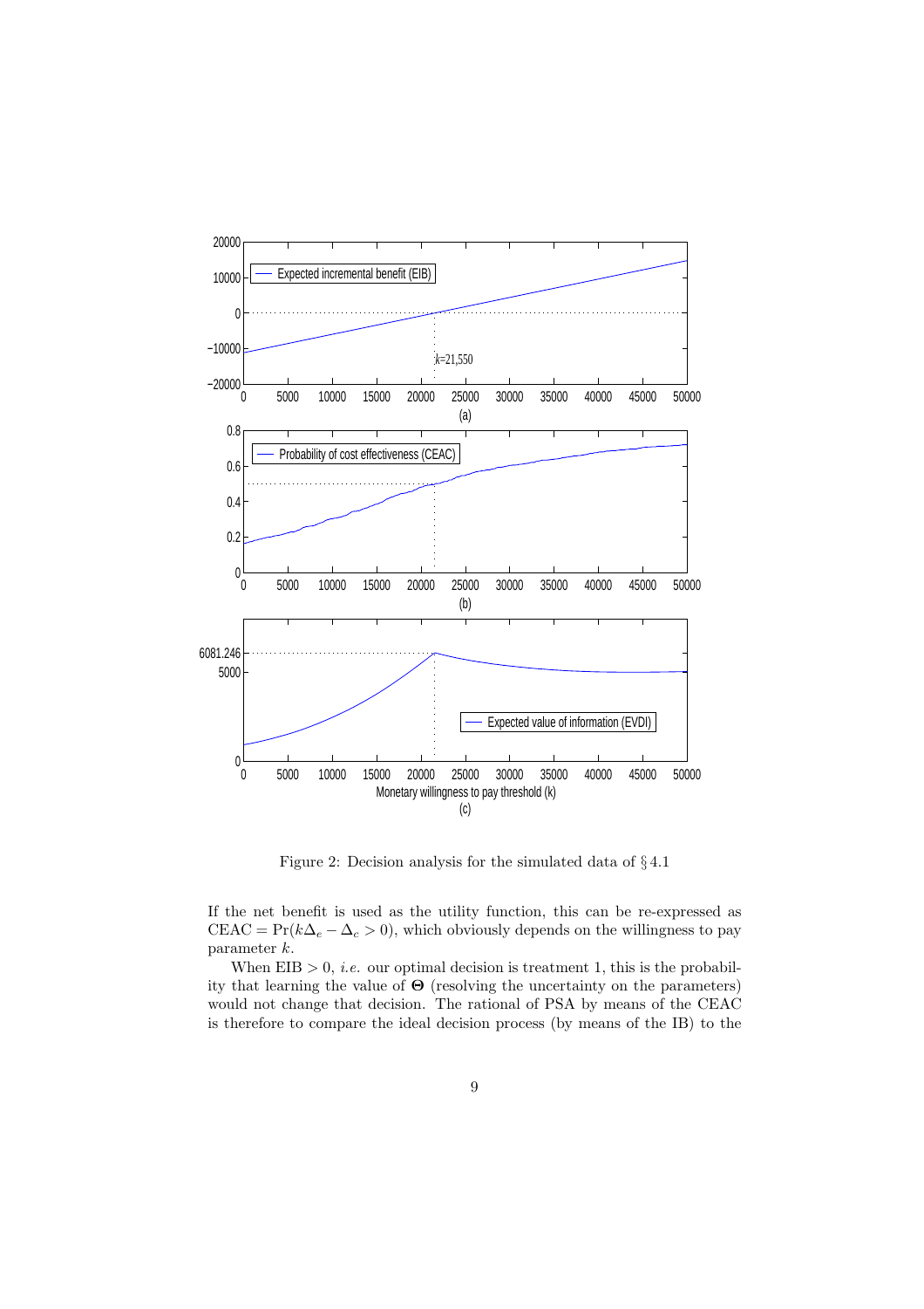Figure 2: Decision analysis for the simulated data of § 4.1

If the net benefit is used as the utility function, this can be re-expressed as $\text{CEAC} = \Pr(k\Delta_e - \Delta_c > 0)$, which obviously depends on the willingness to pay parameter $k$.

When $\text{EIB} > 0$, *i.e.* our optimal decision is treatment 1, this is the probability that learning the value of $\boldsymbol{\Theta}$ (resolving the uncertainty on the parameters) would not change that decision. The rational of PSA by means of the CEAC is therefore to compare the ideal decision process (by means of the IB) to the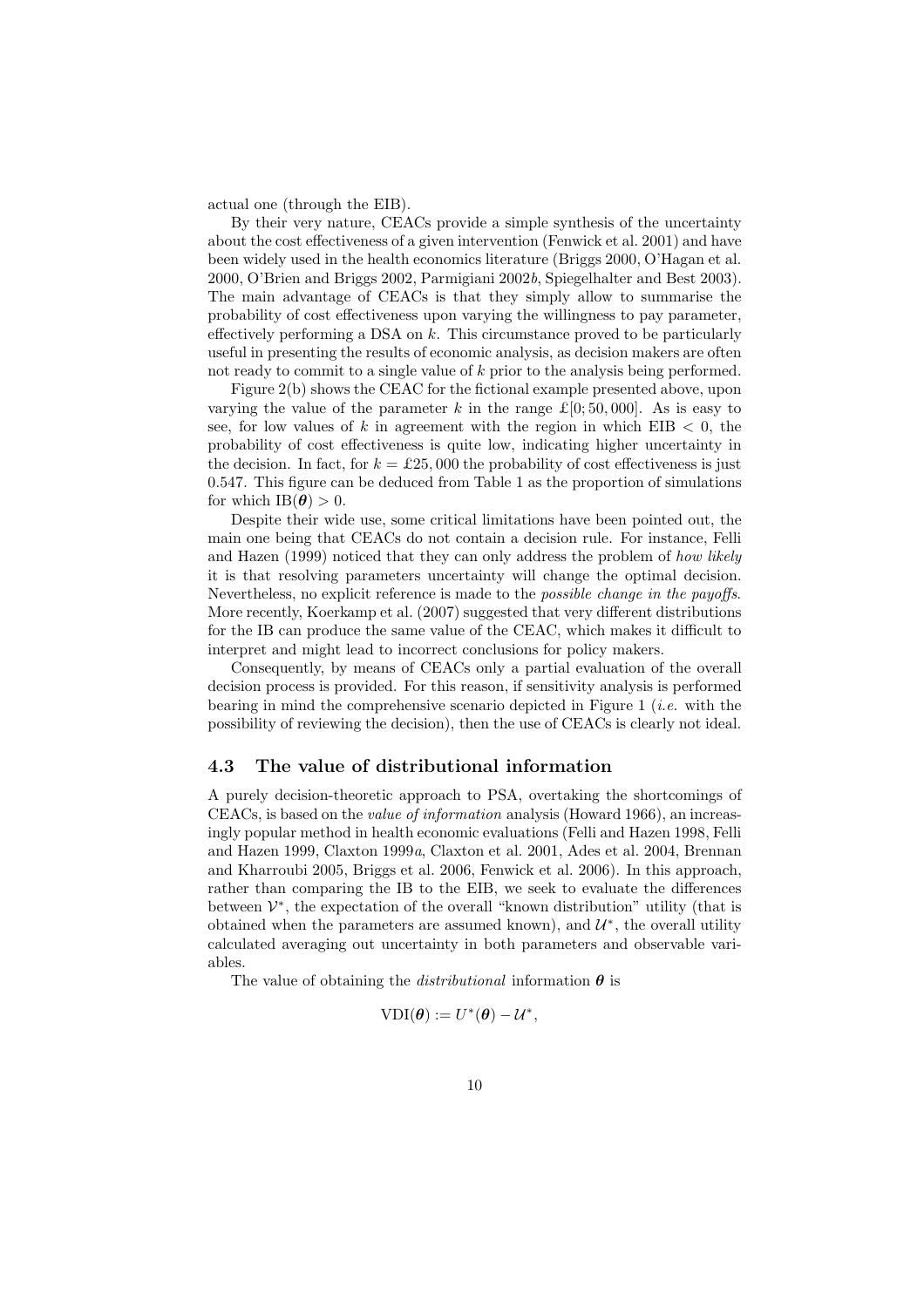actual one (through the EIB).

By their very nature, CEACs provide a simple synthesis of the uncertainty about the cost effectiveness of a given intervention (Fenwick et al. 2001) and have been widely used in the health economics literature (Briggs 2000, O'Hagan et al. 2000, O'Brien and Briggs 2002, Parmigiani 2002*b*, Spiegelhalter and Best 2003). The main advantage of CEACs is that they simply allow to summarise the probability of cost effectiveness upon varying the willingness to pay parameter, effectively performing a DSA on $k$. This circumstance proved to be particularly useful in presenting the results of economic analysis, as decision makers are often not ready to commit to a single value of $k$ prior to the analysis being performed.

Figure 2(b) shows the CEAC for the fictional example presented above, upon varying the value of the parameter $k$ in the range £[0; 50,000]. As is easy to see, for low values of $k$ in agreement with the region in which EIB $< 0$, the probability of cost effectiveness is quite low, indicating higher uncertainty in the decision. In fact, for $k =$ £25,000 the probability of cost effectiveness is just 0.547. This figure can be deduced from Table 1 as the proportion of simulations for which $\text{IB}(\boldsymbol\theta) > 0$.

Despite their wide use, some critical limitations have been pointed out, the main one being that CEACs do not contain a decision rule. For instance, Felli and Hazen (1999) noticed that they can only address the problem of *how likely* it is that resolving parameters uncertainty will change the optimal decision. Nevertheless, no explicit reference is made to the *possible change in the payoffs*. More recently, Koerkamp et al. (2007) suggested that very different distributions for the IB can produce the same value of the CEAC, which makes it difficult to interpret and might lead to incorrect conclusions for policy makers.

Consequently, by means of CEACs only a partial evaluation of the overall decision process is provided. For this reason, if sensitivity analysis is performed bearing in mind the comprehensive scenario depicted in Figure 1 (*i.e.* with the possibility of reviewing the decision), then the use of CEACs is clearly not ideal.

### 4.3 The value of distributional information

A purely decision-theoretic approach to PSA, overtaking the shortcomings of CEACs, is based on the *value of information* analysis (Howard 1966), an increasingly popular method in health economic evaluations (Felli and Hazen 1998, Felli and Hazen 1999, Claxton 1999*a*, Claxton et al. 2001, Ades et al. 2004, Brennan and Kharroubi 2005, Briggs et al. 2006, Fenwick et al. 2006). In this approach, rather than comparing the IB to the EIB, we seek to evaluate the differences between $\mathcal{V}^*$, the expectation of the overall "known distribution" utility (that is obtained when the parameters are assumed known), and $\mathcal{U}^*$, the overall utility calculated averaging out uncertainty in both parameters and observable variables.

The value of obtaining the *distributional* information $\boldsymbol\theta$ is

$$\text{VDI}(\boldsymbol\theta) := U^*(\boldsymbol\theta) - \mathcal{U}^*,$$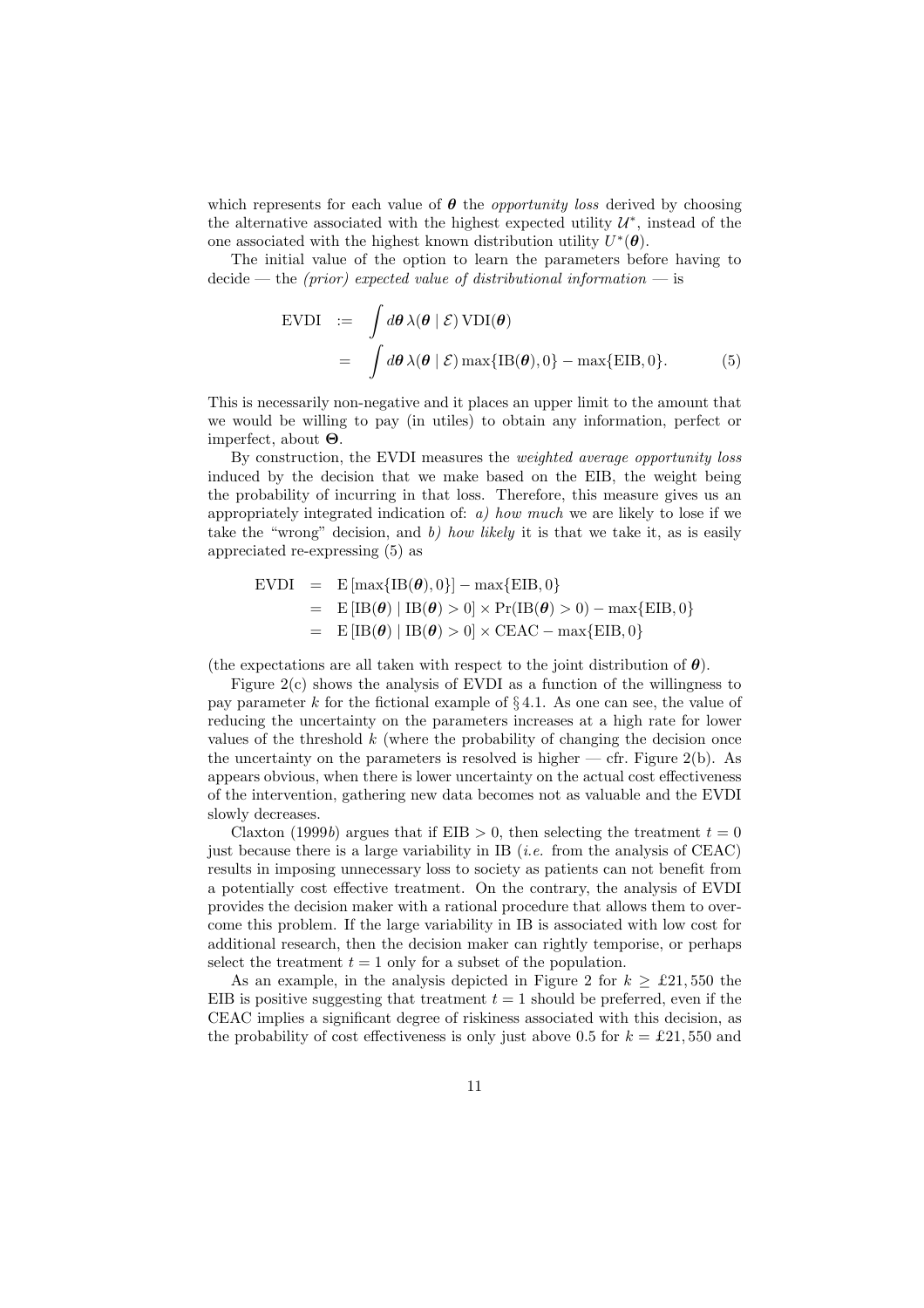which represents for each value of $\boldsymbol{\theta}$ the *opportunity loss* derived by choosing the alternative associated with the highest expected utility $\mathcal{U}^*$, instead of the one associated with the highest known distribution utility $U^*(\boldsymbol{\theta})$.

The initial value of the option to learn the parameters before having to decide — the *(prior) expected value of distributional information* — is

$$
\begin{aligned}
\text{EVDI} &:= \int d\boldsymbol{\theta}\, \lambda(\boldsymbol{\theta} \mid \mathcal{E})\, \text{VDI}(\boldsymbol{\theta}) \\
&= \int d\boldsymbol{\theta}\, \lambda(\boldsymbol{\theta} \mid \mathcal{E}) \max\{\text{IB}(\boldsymbol{\theta}), 0\} - \max\{\text{EIB}, 0\}. \qquad (5)
\end{aligned}
$$

This is necessarily non-negative and it places an upper limit to the amount that we would be willing to pay (in utiles) to obtain any information, perfect or imperfect, about $\boldsymbol{\Theta}$.

By construction, the EVDI measures the *weighted average opportunity loss* induced by the decision that we make based on the EIB, the weight being the probability of incurring in that loss. Therefore, this measure gives us an appropriately integrated indication of: *a) how much* we are likely to lose if we take the "wrong" decision, and *b) how likely* it is that we take it, as is easily appreciated re-expressing (5) as

$$
\begin{aligned}
\text{EVDI} &= \text{E}\left[\max\{\text{IB}(\boldsymbol{\theta}), 0\}\right] - \max\{\text{EIB}, 0\} \\
&= \text{E}\left[\text{IB}(\boldsymbol{\theta}) \mid \text{IB}(\boldsymbol{\theta}) > 0\right] \times \Pr(\text{IB}(\boldsymbol{\theta}) > 0) - \max\{\text{EIB}, 0\} \\
&= \text{E}\left[\text{IB}(\boldsymbol{\theta}) \mid \text{IB}(\boldsymbol{\theta}) > 0\right] \times \text{CEAC} - \max\{\text{EIB}, 0\}
\end{aligned}
$$

(the expectations are all taken with respect to the joint distribution of $\boldsymbol{\theta}$).

Figure 2(c) shows the analysis of EVDI as a function of the willingness to pay parameter $k$ for the fictional example of § 4.1. As one can see, the value of reducing the uncertainty on the parameters increases at a high rate for lower values of the threshold $k$ (where the probability of changing the decision once the uncertainty on the parameters is resolved is higher — cfr. Figure 2(b). As appears obvious, when there is lower uncertainty on the actual cost effectiveness of the intervention, gathering new data becomes not as valuable and the EVDI slowly decreases.

Claxton (1999*b*) argues that if $\text{EIB} > 0$, then selecting the treatment $t = 0$ just because there is a large variability in IB (*i.e.* from the analysis of CEAC) results in imposing unnecessary loss to society as patients can not benefit from a potentially cost effective treatment. On the contrary, the analysis of EVDI provides the decision maker with a rational procedure that allows them to overcome this problem. If the large variability in IB is associated with low cost for additional research, then the decision maker can rightly temporise, or perhaps select the treatment $t = 1$ only for a subset of the population.

As an example, in the analysis depicted in Figure 2 for $k \geq$ £21,550 the EIB is positive suggesting that treatment $t = 1$ should be preferred, even if the CEAC implies a significant degree of riskiness associated with this decision, as the probability of cost effectiveness is only just above 0.5 for $k =$ £21,550 and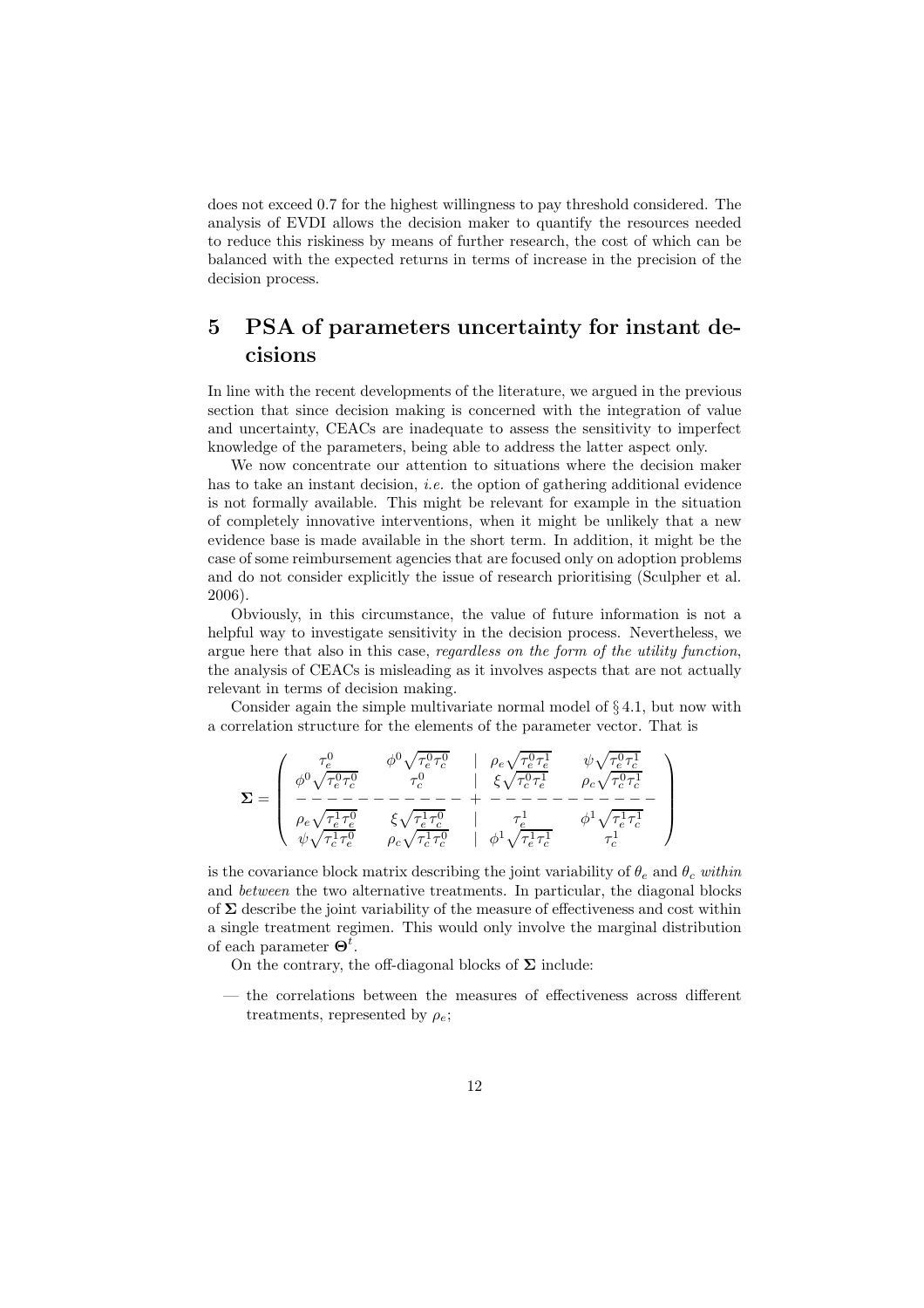does not exceed 0.7 for the highest willingness to pay threshold considered. The analysis of EVDI allows the decision maker to quantify the resources needed to reduce this riskiness by means of further research, the cost of which can be balanced with the expected returns in terms of increase in the precision of the decision process.

# 5 PSA of parameters uncertainty for instant decisions

In line with the recent developments of the literature, we argued in the previous section that since decision making is concerned with the integration of value and uncertainty, CEACs are inadequate to assess the sensitivity to imperfect knowledge of the parameters, being able to address the latter aspect only.

We now concentrate our attention to situations where the decision maker has to take an instant decision, *i.e.* the option of gathering additional evidence is not formally available. This might be relevant for example in the situation of completely innovative interventions, when it might be unlikely that a new evidence base is made available in the short term. In addition, it might be the case of some reimbursement agencies that are focused only on adoption problems and do not consider explicitly the issue of research prioritising (Sculpher et al. 2006).

Obviously, in this circumstance, the value of future information is not a helpful way to investigate sensitivity in the decision process. Nevertheless, we argue here that also in this case, *regardless on the form of the utility function*, the analysis of CEACs is misleading as it involves aspects that are not actually relevant in terms of decision making.

Consider again the simple multivariate normal model of § 4.1, but now with a correlation structure for the elements of the parameter vector. That is

$$
\mathbf{\Sigma} = \left( \begin{array}{cc|cc}
\tau_e^0 & \phi^0\sqrt{\tau_e^0\tau_c^0} & \rho_e\sqrt{\tau_e^0\tau_e^1} & \psi\sqrt{\tau_e^0\tau_c^1} \\
\phi^0\sqrt{\tau_e^0\tau_c^0} & \tau_c^0 & \xi\sqrt{\tau_c^0\tau_e^1} & \rho_c\sqrt{\tau_c^0\tau_c^1} \\
\hline
\rho_e\sqrt{\tau_e^1\tau_e^0} & \xi\sqrt{\tau_e^1\tau_c^0} & \tau_e^1 & \phi^1\sqrt{\tau_e^1\tau_c^1} \\
\psi\sqrt{\tau_c^1\tau_e^0} & \rho_c\sqrt{\tau_c^1\tau_c^0} & \phi^1\sqrt{\tau_e^1\tau_c^1} & \tau_c^1
\end{array} \right)
$$

is the covariance block matrix describing the joint variability of $\theta_e$ and $\theta_c$ *within* and *between* the two alternative treatments. In particular, the diagonal blocks of $\mathbf{\Sigma}$ describe the joint variability of the measure of effectiveness and cost within a single treatment regimen. This would only involve the marginal distribution of each parameter $\mathbf{\Theta}^t$.

On the contrary, the off-diagonal blocks of $\mathbf{\Sigma}$ include:

— the correlations between the measures of effectiveness across different treatments, represented by $\rho_e$;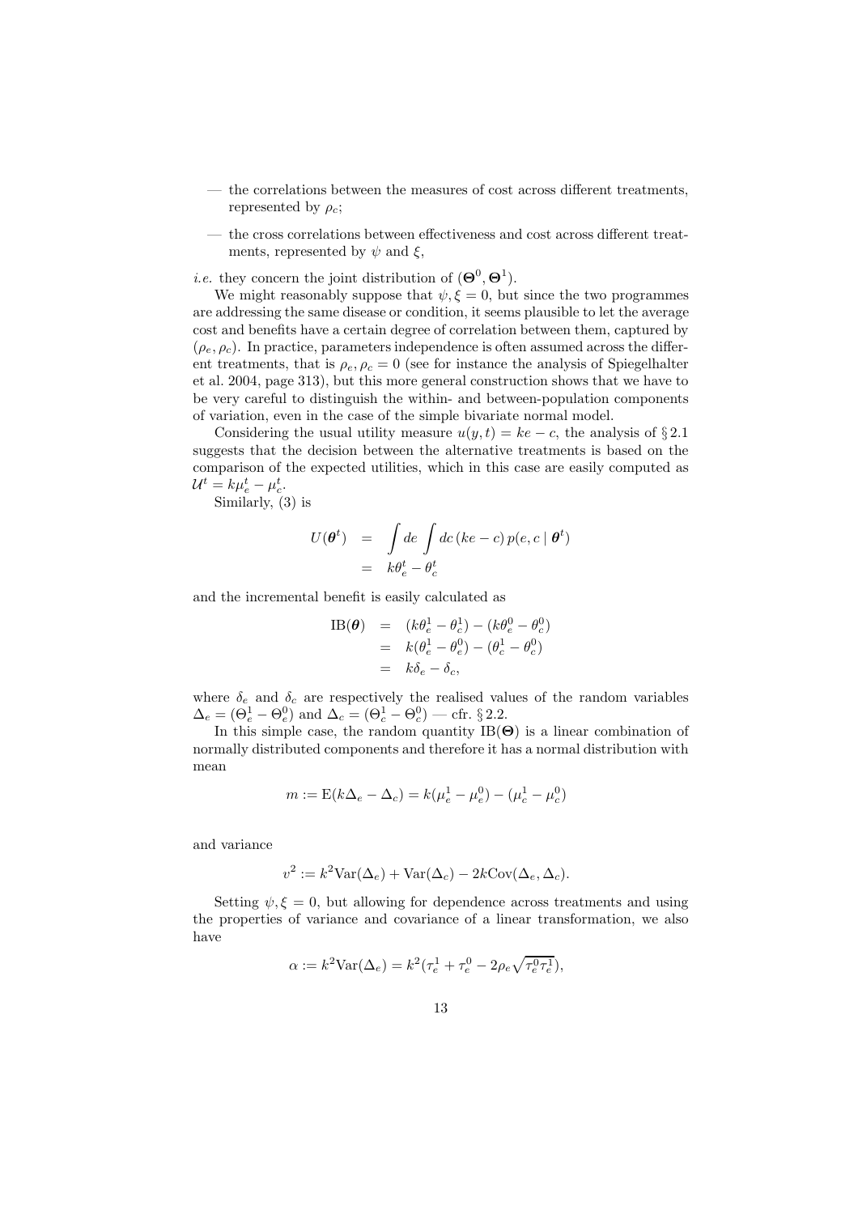- the correlations between the measures of cost across different treatments, represented by $\rho_c$;
- the cross correlations between effectiveness and cost across different treatments, represented by $\psi$ and $\xi$,

*i.e.* they concern the joint distribution of $(\boldsymbol{\Theta}^0, \boldsymbol{\Theta}^1)$.

We might reasonably suppose that $\psi, \xi = 0$, but since the two programmes are addressing the same disease or condition, it seems plausible to let the average cost and benefits have a certain degree of correlation between them, captured by $(\rho_e, \rho_c)$. In practice, parameters independence is often assumed across the different treatments, that is $\rho_e, \rho_c = 0$ (see for instance the analysis of Spiegelhalter et al. 2004, page 313), but this more general construction shows that we have to be very careful to distinguish the within- and between-population components of variation, even in the case of the simple bivariate normal model.

Considering the usual utility measure $u(y,t) = ke - c$, the analysis of § 2.1 suggests that the decision between the alternative treatments is based on the comparison of the expected utilities, which in this case are easily computed as $\mathcal{U}^t = k\mu_e^t - \mu_c^t$.

Similarly, (3) is

$$
\begin{aligned}
U(\boldsymbol{\theta}^t) &= \int de \int dc\,(ke - c)\,p(e, c \mid \boldsymbol{\theta}^t) \\
&= k\theta_e^t - \theta_c^t
\end{aligned}
$$

and the incremental benefit is easily calculated as

$$
\begin{aligned}
\mathrm{IB}(\boldsymbol{\theta}) &= (k\theta_e^1 - \theta_c^1) - (k\theta_e^0 - \theta_c^0) \\
&= k(\theta_e^1 - \theta_e^0) - (\theta_c^1 - \theta_c^0) \\
&= k\delta_e - \delta_c,
\end{aligned}
$$

where $\delta_e$ and $\delta_c$ are respectively the realised values of the random variables $\Delta_e = (\Theta_e^1 - \Theta_e^0)$ and $\Delta_c = (\Theta_c^1 - \Theta_c^0)$ — cfr. § 2.2.

In this simple case, the random quantity $\mathrm{IB}(\boldsymbol{\Theta})$ is a linear combination of normally distributed components and therefore it has a normal distribution with mean

$$
m := \mathrm{E}(k\Delta_e - \Delta_c) = k(\mu_e^1 - \mu_e^0) - (\mu_c^1 - \mu_c^0)
$$

and variance

$$
v^2 := k^2 \mathrm{Var}(\Delta_e) + \mathrm{Var}(\Delta_c) - 2k\mathrm{Cov}(\Delta_e, \Delta_c).
$$

Setting $\psi, \xi = 0$, but allowing for dependence across treatments and using the properties of variance and covariance of a linear transformation, we also have

$$
\alpha := k^2 \mathrm{Var}(\Delta_e) = k^2(\tau_e^1 + \tau_e^0 - 2\rho_e\sqrt{\tau_e^0\tau_e^1}),
$$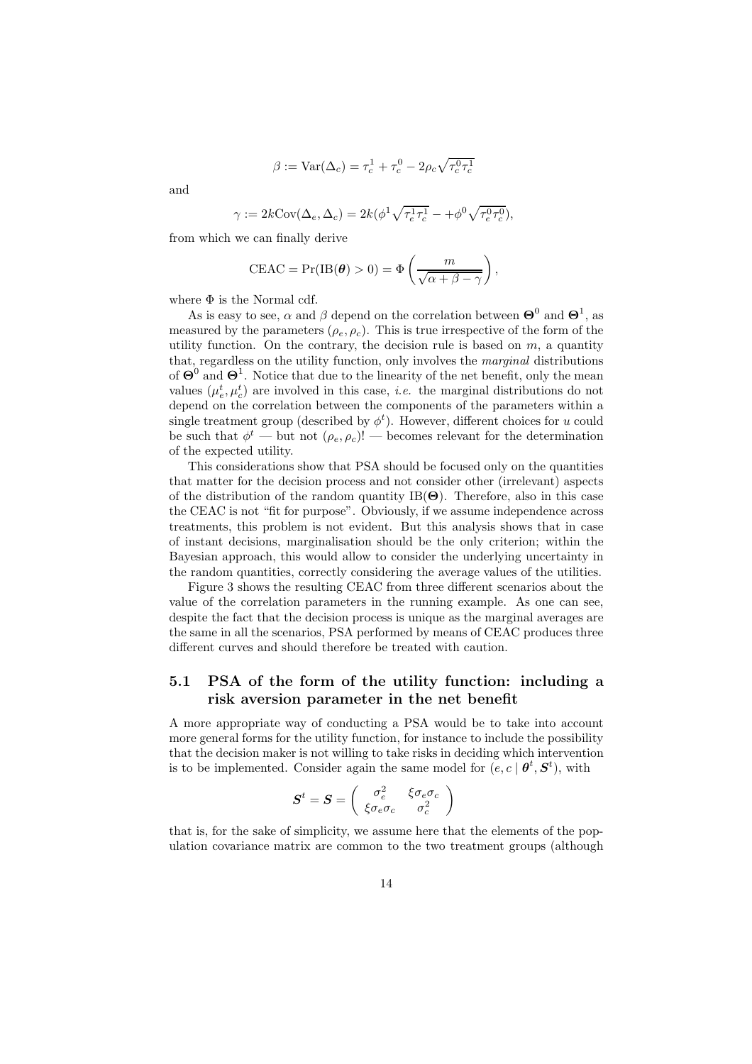$$\beta := \text{Var}(\Delta_c) = \tau_c^1 + \tau_c^0 - 2\rho_c\sqrt{\tau_c^0\tau_c^1}$$

and

$$\gamma := 2k\text{Cov}(\Delta_e, \Delta_c) = 2k(\phi^1\sqrt{\tau_e^1\tau_c^1} - +\phi^0\sqrt{\tau_e^0\tau_c^0}),$$

from which we can finally derive

$$\text{CEAC} = \Pr(\text{IB}(\boldsymbol{\theta}) > 0) = \Phi\left(\frac{m}{\sqrt{\alpha + \beta - \gamma}}\right),$$

where $\Phi$ is the Normal cdf.

As is easy to see, $\alpha$ and $\beta$ depend on the correlation between $\boldsymbol{\Theta}^0$ and $\boldsymbol{\Theta}^1$, as measured by the parameters $(\rho_e, \rho_c)$. This is true irrespective of the form of the utility function. On the contrary, the decision rule is based on $m$, a quantity that, regardless on the utility function, only involves the *marginal* distributions of $\boldsymbol{\Theta}^0$ and $\boldsymbol{\Theta}^1$. Notice that due to the linearity of the net benefit, only the mean values $(\mu_e^t, \mu_c^t)$ are involved in this case, *i.e.* the marginal distributions do not depend on the correlation between the components of the parameters within a single treatment group (described by $\phi^t$). However, different choices for $u$ could be such that $\phi^t$ — but not $(\rho_e, \rho_c)$! — becomes relevant for the determination of the expected utility.

This considerations show that PSA should be focused only on the quantities that matter for the decision process and not consider other (irrelevant) aspects of the distribution of the random quantity $\text{IB}(\boldsymbol{\Theta})$. Therefore, also in this case the CEAC is not "fit for purpose". Obviously, if we assume independence across treatments, this problem is not evident. But this analysis shows that in case of instant decisions, marginalisation should be the only criterion; within the Bayesian approach, this would allow to consider the underlying uncertainty in the random quantities, correctly considering the average values of the utilities.

Figure 3 shows the resulting CEAC from three different scenarios about the value of the correlation parameters in the running example. As one can see, despite the fact that the decision process is unique as the marginal averages are the same in all the scenarios, PSA performed by means of CEAC produces three different curves and should therefore be treated with caution.

## 5.1 PSA of the form of the utility function: including a risk aversion parameter in the net benefit

A more appropriate way of conducting a PSA would be to take into account more general forms for the utility function, for instance to include the possibility that the decision maker is not willing to take risks in deciding which intervention is to be implemented. Consider again the same model for $(e, c \mid \boldsymbol{\theta}^t, \boldsymbol{S}^t)$, with

$$\boldsymbol{S}^t = \boldsymbol{S} = \begin{pmatrix} \sigma_e^2 & \xi\sigma_e\sigma_c \\ \xi\sigma_e\sigma_c & \sigma_c^2 \end{pmatrix}$$

that is, for the sake of simplicity, we assume here that the elements of the population covariance matrix are common to the two treatment groups (although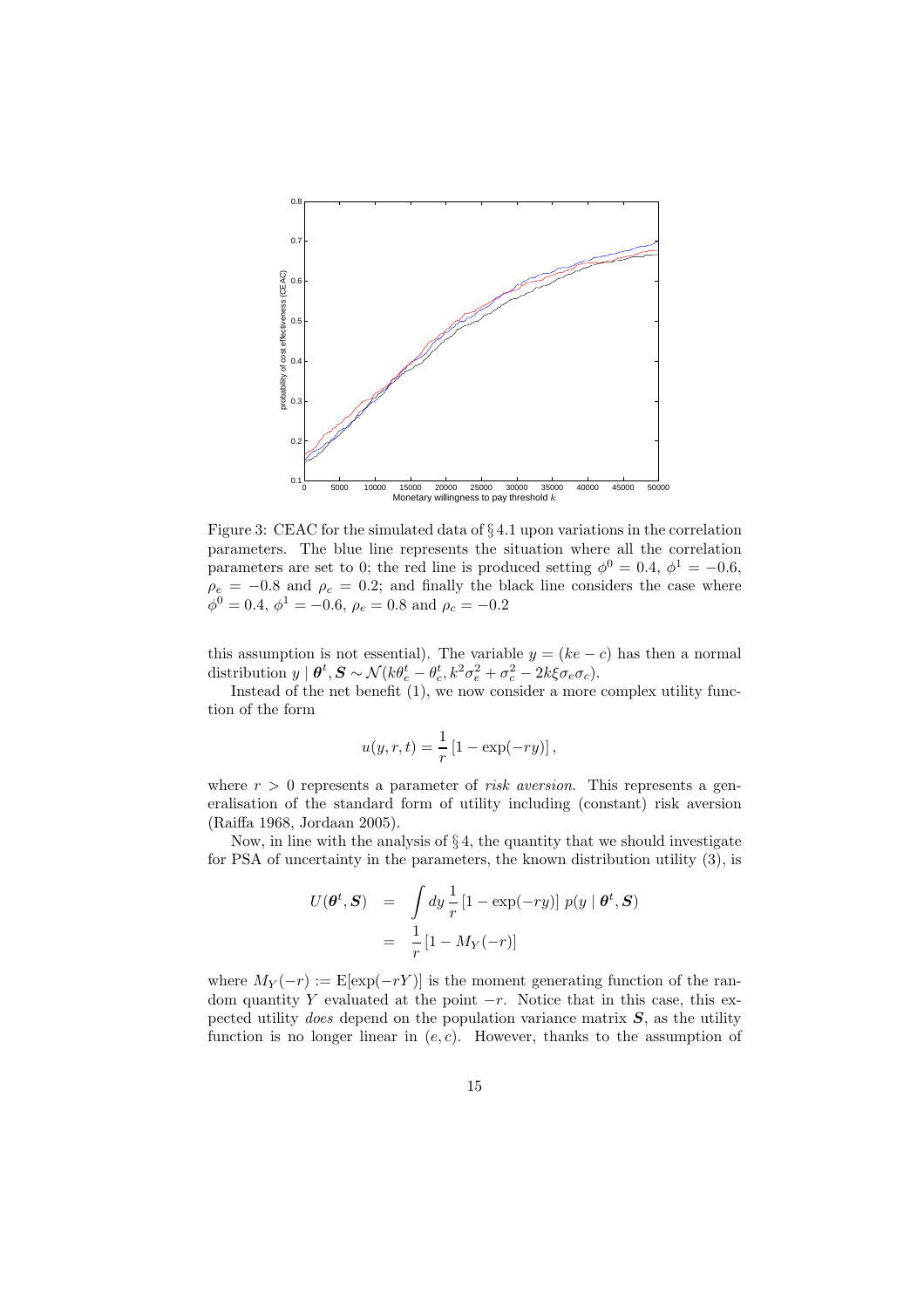Figure 3: CEAC for the simulated data of § 4.1 upon variations in the correlation parameters. The blue line represents the situation where all the correlation parameters are set to 0; the red line is produced setting $\phi^0 = 0.4$, $\phi^1 = -0.6$, $\rho_e = -0.8$ and $\rho_c = 0.2$; and finally the black line considers the case where $\phi^0 = 0.4$, $\phi^1 = -0.6$, $\rho_e = 0.8$ and $\rho_c = -0.2$

this assumption is not essential). The variable $y = (ke - c)$ has then a normal distribution $y \mid \boldsymbol{\theta}^t, \boldsymbol{S} \sim \mathcal{N}(k\theta_e^t - \theta_c^t, k^2\sigma_e^2 + \sigma_c^2 - 2k\xi\sigma_e\sigma_c)$.

Instead of the net benefit (1), we now consider a more complex utility function of the form

$$u(y, r, t) = \frac{1}{r}\left[1 - \exp(-ry)\right],$$

where $r > 0$ represents a parameter of *risk aversion*. This represents a generalisation of the standard form of utility including (constant) risk aversion (Raiffa 1968, Jordaan 2005).

Now, in line with the analysis of § 4, the quantity that we should investigate for PSA of uncertainty in the parameters, the known distribution utility (3), is

$$\begin{aligned} U(\boldsymbol{\theta}^t, \boldsymbol{S}) &= \int dy \, \frac{1}{r}\left[1 - \exp(-ry)\right] \, p(y \mid \boldsymbol{\theta}^t, \boldsymbol{S}) \\ &= \frac{1}{r}\left[1 - M_Y(-r)\right] \end{aligned}$$

where $M_Y(-r) := \mathrm{E}[\exp(-rY)]$ is the moment generating function of the random quantity $Y$ evaluated at the point $-r$. Notice that in this case, this expected utility *does* depend on the population variance matrix $\boldsymbol{S}$, as the utility function is no longer linear in $(e, c)$. However, thanks to the assumption of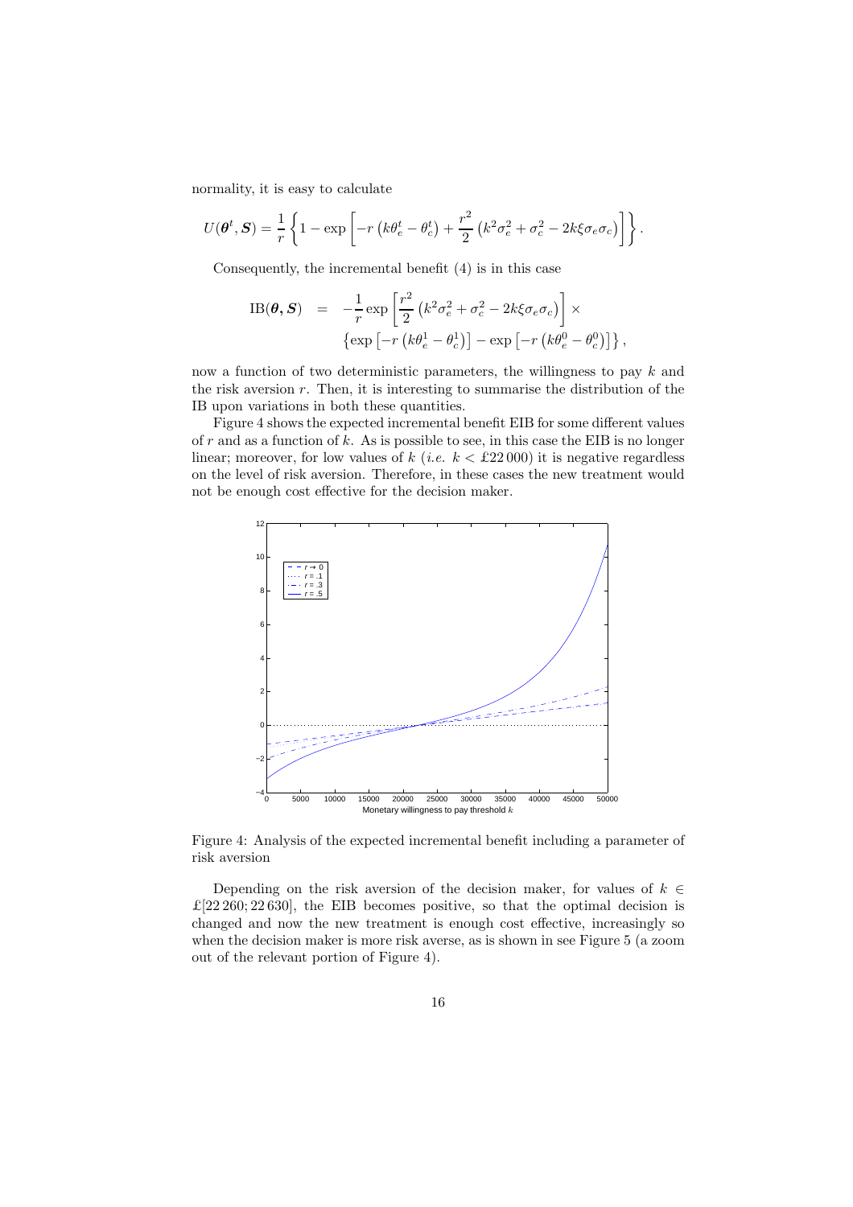normality, it is easy to calculate

$$U(\boldsymbol{\theta}^t, \boldsymbol{S}) = \frac{1}{r}\left\{1 - \exp\left[-r\left(k\theta_e^t - \theta_c^t\right) + \frac{r^2}{2}\left(k^2\sigma_e^2 + \sigma_c^2 - 2k\xi\sigma_e\sigma_c\right)\right]\right\}.$$

Consequently, the incremental benefit (4) is in this case

$$\begin{aligned}\text{IB}(\boldsymbol{\theta}, \boldsymbol{S}) &= -\frac{1}{r}\exp\left[\frac{r^2}{2}\left(k^2\sigma_e^2 + \sigma_c^2 - 2k\xi\sigma_e\sigma_c\right)\right] \times \\ &\quad \left\{\exp\left[-r\left(k\theta_e^1 - \theta_c^1\right)\right] - \exp\left[-r\left(k\theta_e^0 - \theta_c^0\right)\right]\right\},\end{aligned}$$

now a function of two deterministic parameters, the willingness to pay $k$ and the risk aversion $r$. Then, it is interesting to summarise the distribution of the IB upon variations in both these quantities.

Figure 4 shows the expected incremental benefit EIB for some different values of $r$ and as a function of $k$. As is possible to see, in this case the EIB is no longer linear; moreover, for low values of $k$ (*i.e.* $k <$ £22 000) it is negative regardless on the level of risk aversion. Therefore, in these cases the new treatment would not be enough cost effective for the decision maker.

Figure 4: Analysis of the expected incremental benefit including a parameter of risk aversion

Depending on the risk aversion of the decision maker, for values of $k \in$ £[22 260; 22 630], the EIB becomes positive, so that the optimal decision is changed and now the new treatment is enough cost effective, increasingly so when the decision maker is more risk averse, as is shown in see Figure 5 (a zoom out of the relevant portion of Figure 4).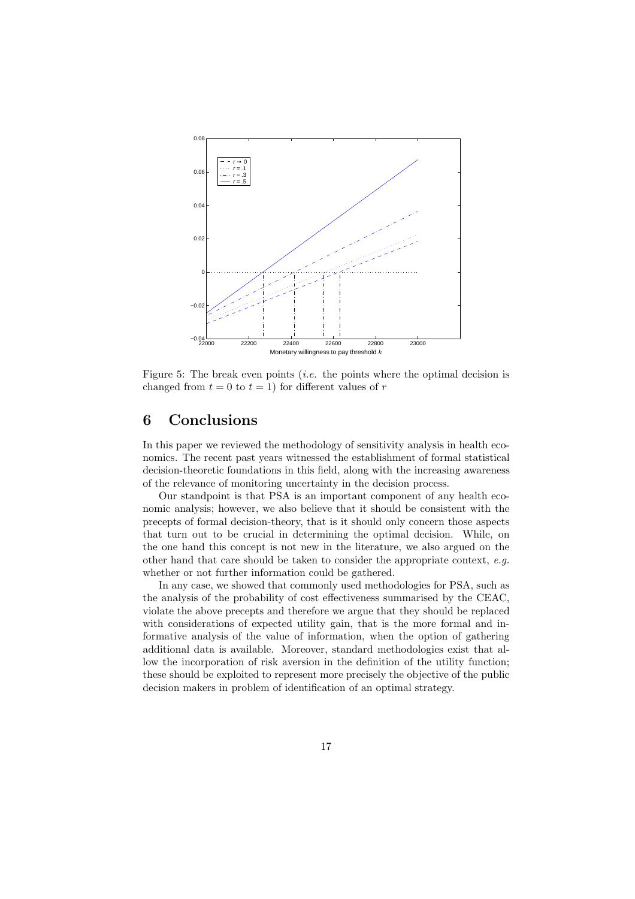Figure 5: The break even points (*i.e.* the points where the optimal decision is changed from $t = 0$ to $t = 1$) for different values of $r$

## 6 Conclusions

In this paper we reviewed the methodology of sensitivity analysis in health economics. The recent past years witnessed the establishment of formal statistical decision-theoretic foundations in this field, along with the increasing awareness of the relevance of monitoring uncertainty in the decision process.

Our standpoint is that PSA is an important component of any health economic analysis; however, we also believe that it should be consistent with the precepts of formal decision-theory, that is it should only concern those aspects that turn out to be crucial in determining the optimal decision. While, on the one hand this concept is not new in the literature, we also argued on the other hand that care should be taken to consider the appropriate context, *e.g.* whether or not further information could be gathered.

In any case, we showed that commonly used methodologies for PSA, such as the analysis of the probability of cost effectiveness summarised by the CEAC, violate the above precepts and therefore we argue that they should be replaced with considerations of expected utility gain, that is the more formal and informative analysis of the value of information, when the option of gathering additional data is available. Moreover, standard methodologies exist that allow the incorporation of risk aversion in the definition of the utility function; these should be exploited to represent more precisely the objective of the public decision makers in problem of identification of an optimal strategy.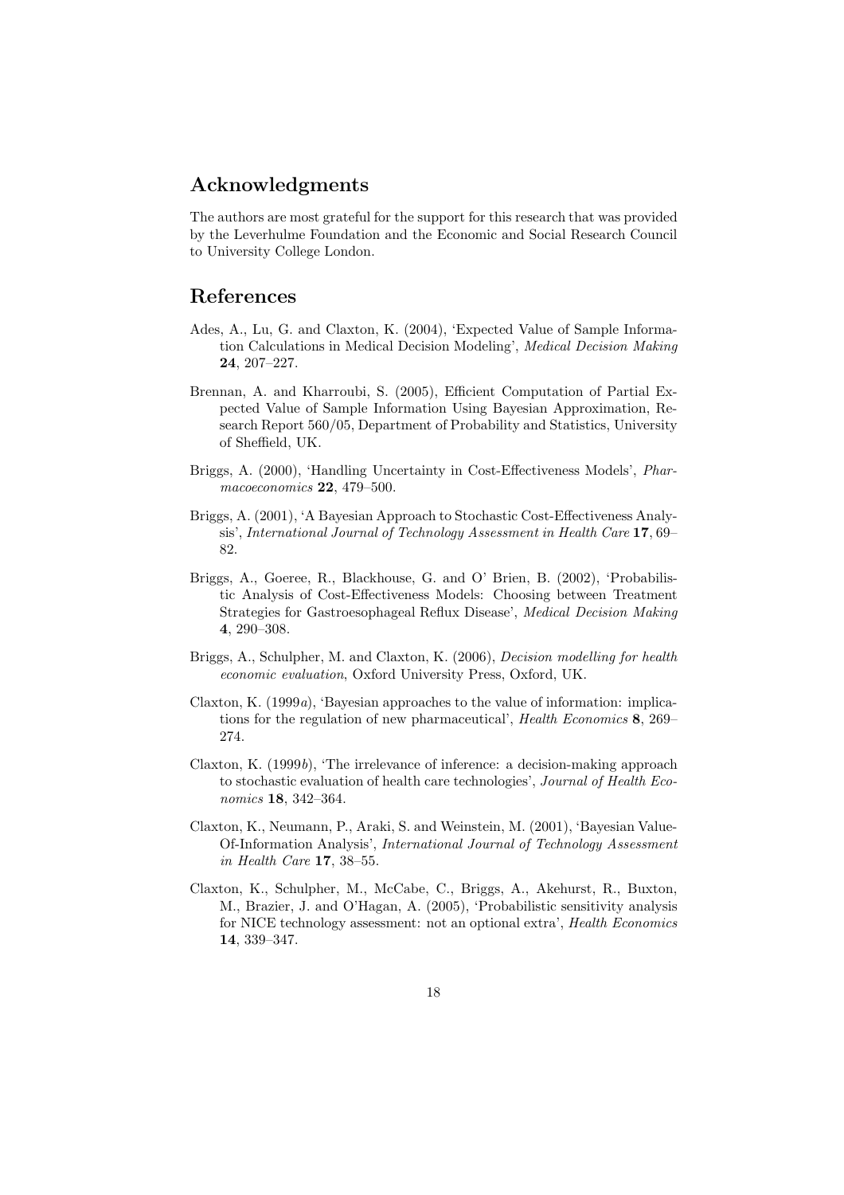## Acknowledgments

The authors are most grateful for the support for this research that was provided by the Leverhulme Foundation and the Economic and Social Research Council to University College London.

## References

Ades, A., Lu, G. and Claxton, K. (2004), 'Expected Value of Sample Information Calculations in Medical Decision Modeling', *Medical Decision Making* **24**, 207–227.

Brennan, A. and Kharroubi, S. (2005), Efficient Computation of Partial Expected Value of Sample Information Using Bayesian Approximation, Research Report 560/05, Department of Probability and Statistics, University of Sheffield, UK.

Briggs, A. (2000), 'Handling Uncertainty in Cost-Effectiveness Models', *Pharmacoeconomics* **22**, 479–500.

Briggs, A. (2001), 'A Bayesian Approach to Stochastic Cost-Effectiveness Analysis', *International Journal of Technology Assessment in Health Care* **17**, 69–82.

Briggs, A., Goeree, R., Blackhouse, G. and O' Brien, B. (2002), 'Probabilistic Analysis of Cost-Effectiveness Models: Choosing between Treatment Strategies for Gastroesophageal Reflux Disease', *Medical Decision Making* **4**, 290–308.

Briggs, A., Schulpher, M. and Claxton, K. (2006), *Decision modelling for health economic evaluation*, Oxford University Press, Oxford, UK.

Claxton, K. (1999*a*), 'Bayesian approaches to the value of information: implications for the regulation of new pharmaceutical', *Health Economics* **8**, 269–274.

Claxton, K. (1999*b*), 'The irrelevance of inference: a decision-making approach to stochastic evaluation of health care technologies', *Journal of Health Economics* **18**, 342–364.

Claxton, K., Neumann, P., Araki, S. and Weinstein, M. (2001), 'Bayesian Value-Of-Information Analysis', *International Journal of Technology Assessment in Health Care* **17**, 38–55.

Claxton, K., Schulpher, M., McCabe, C., Briggs, A., Akehurst, R., Buxton, M., Brazier, J. and O'Hagan, A. (2005), 'Probabilistic sensitivity analysis for NICE technology assessment: not an optional extra', *Health Economics* **14**, 339–347.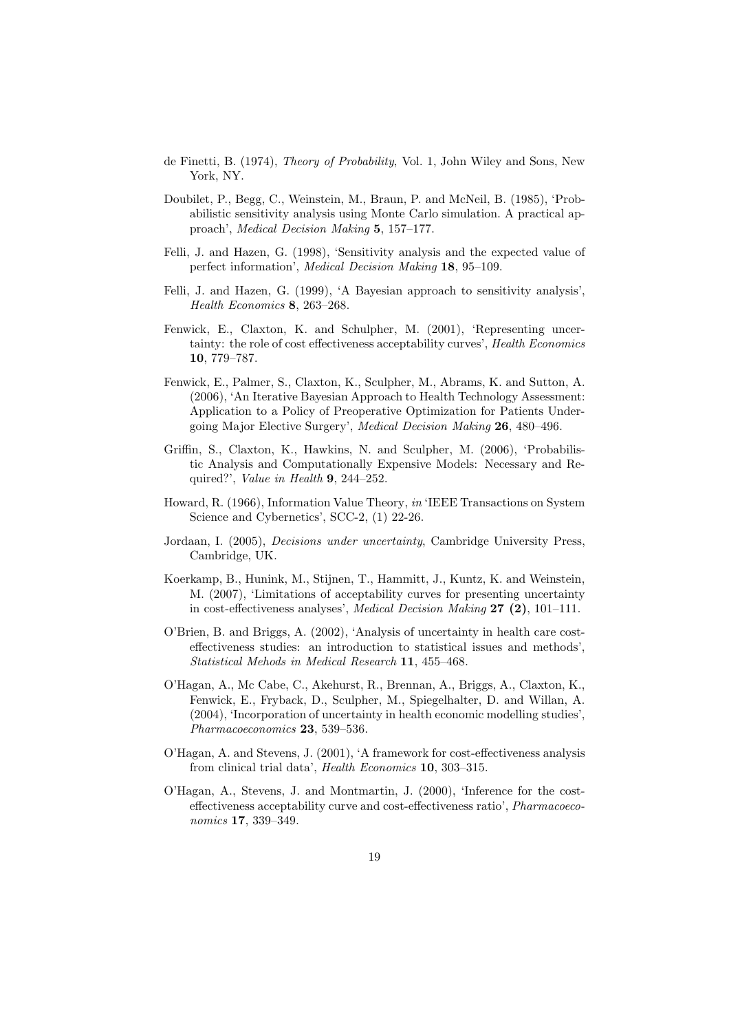de Finetti, B. (1974), *Theory of Probability*, Vol. 1, John Wiley and Sons, New York, NY.

Doubilet, P., Begg, C., Weinstein, M., Braun, P. and McNeil, B. (1985), 'Probabilistic sensitivity analysis using Monte Carlo simulation. A practical approach', *Medical Decision Making* **5**, 157–177.

Felli, J. and Hazen, G. (1998), 'Sensitivity analysis and the expected value of perfect information', *Medical Decision Making* **18**, 95–109.

Felli, J. and Hazen, G. (1999), 'A Bayesian approach to sensitivity analysis', *Health Economics* **8**, 263–268.

Fenwick, E., Claxton, K. and Schulpher, M. (2001), 'Representing uncertainty: the role of cost effectiveness acceptability curves', *Health Economics* **10**, 779–787.

Fenwick, E., Palmer, S., Claxton, K., Sculpher, M., Abrams, K. and Sutton, A. (2006), 'An Iterative Bayesian Approach to Health Technology Assessment: Application to a Policy of Preoperative Optimization for Patients Undergoing Major Elective Surgery', *Medical Decision Making* **26**, 480–496.

Griffin, S., Claxton, K., Hawkins, N. and Sculpher, M. (2006), 'Probabilistic Analysis and Computationally Expensive Models: Necessary and Required?', *Value in Health* **9**, 244–252.

Howard, R. (1966), Information Value Theory, *in* 'IEEE Transactions on System Science and Cybernetics', SCC-2, (1) 22-26.

Jordaan, I. (2005), *Decisions under uncertainty*, Cambridge University Press, Cambridge, UK.

Koerkamp, B., Hunink, M., Stijnen, T., Hammitt, J., Kuntz, K. and Weinstein, M. (2007), 'Limitations of acceptability curves for presenting uncertainty in cost-effectiveness analyses', *Medical Decision Making* **27 (2)**, 101–111.

O'Brien, B. and Briggs, A. (2002), 'Analysis of uncertainty in health care cost-effectiveness studies: an introduction to statistical issues and methods', *Statistical Mehods in Medical Research* **11**, 455–468.

O'Hagan, A., Mc Cabe, C., Akehurst, R., Brennan, A., Briggs, A., Claxton, K., Fenwick, E., Fryback, D., Sculpher, M., Spiegelhalter, D. and Willan, A. (2004), 'Incorporation of uncertainty in health economic modelling studies', *Pharmacoeconomics* **23**, 539–536.

O'Hagan, A. and Stevens, J. (2001), 'A framework for cost-effectiveness analysis from clinical trial data', *Health Economics* **10**, 303–315.

O'Hagan, A., Stevens, J. and Montmartin, J. (2000), 'Inference for the cost-effectiveness acceptability curve and cost-effectiveness ratio', *Pharmacoeconomics* **17**, 339–349.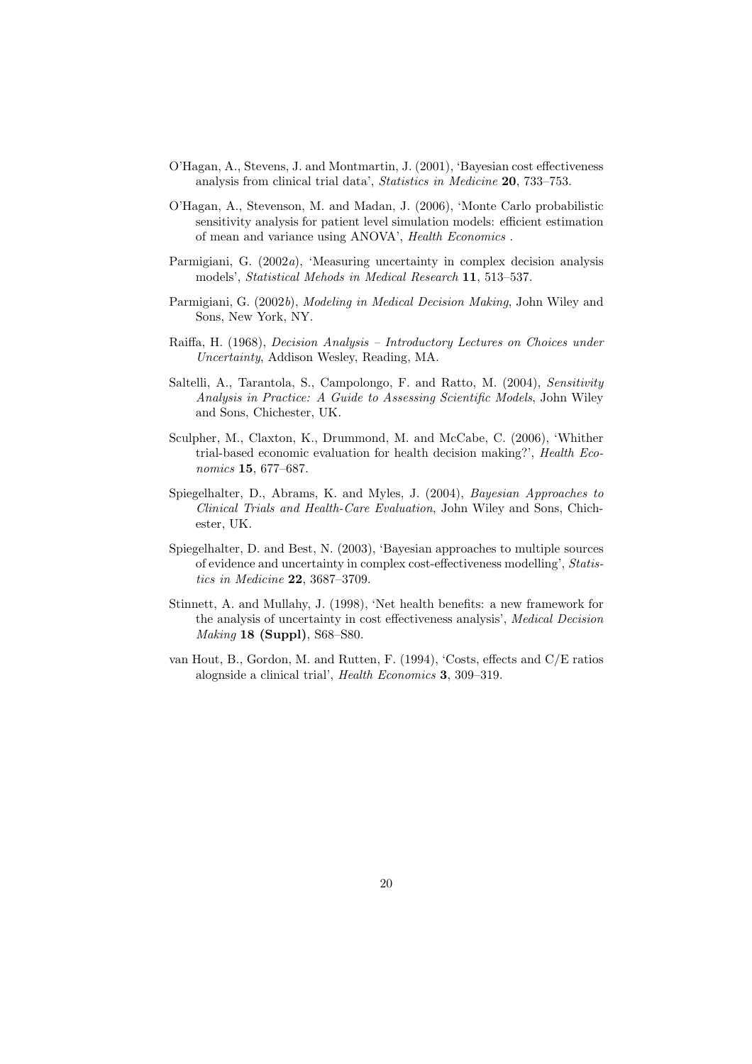O'Hagan, A., Stevens, J. and Montmartin, J. (2001), 'Bayesian cost effectiveness analysis from clinical trial data', *Statistics in Medicine* **20**, 733–753.

O'Hagan, A., Stevenson, M. and Madan, J. (2006), 'Monte Carlo probabilistic sensitivity analysis for patient level simulation models: efficient estimation of mean and variance using ANOVA', *Health Economics* .

Parmigiani, G. (2002*a*), 'Measuring uncertainty in complex decision analysis models', *Statistical Mehods in Medical Research* **11**, 513–537.

Parmigiani, G. (2002*b*), *Modeling in Medical Decision Making*, John Wiley and Sons, New York, NY.

Raiffa, H. (1968), *Decision Analysis – Introductory Lectures on Choices under Uncertainty*, Addison Wesley, Reading, MA.

Saltelli, A., Tarantola, S., Campolongo, F. and Ratto, M. (2004), *Sensitivity Analysis in Practice: A Guide to Assessing Scientific Models*, John Wiley and Sons, Chichester, UK.

Sculpher, M., Claxton, K., Drummond, M. and McCabe, C. (2006), 'Whither trial-based economic evaluation for health decision making?', *Health Economics* **15**, 677–687.

Spiegelhalter, D., Abrams, K. and Myles, J. (2004), *Bayesian Approaches to Clinical Trials and Health-Care Evaluation*, John Wiley and Sons, Chichester, UK.

Spiegelhalter, D. and Best, N. (2003), 'Bayesian approaches to multiple sources of evidence and uncertainty in complex cost-effectiveness modelling', *Statistics in Medicine* **22**, 3687–3709.

Stinnett, A. and Mullahy, J. (1998), 'Net health benefits: a new framework for the analysis of uncertainty in cost effectiveness analysis', *Medical Decision Making* **18 (Suppl)**, S68–S80.

van Hout, B., Gordon, M. and Rutten, F. (1994), 'Costs, effects and C/E ratios alognside a clinical trial', *Health Economics* **3**, 309–319.